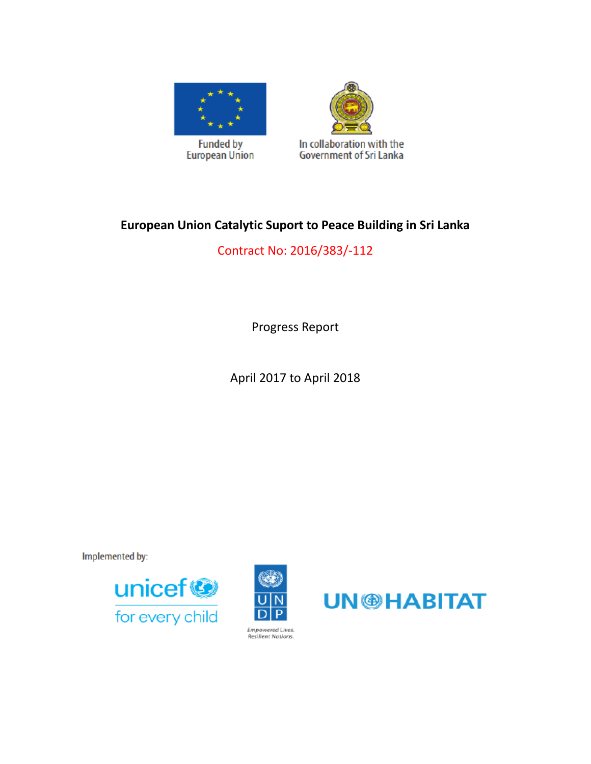Funded by European Union

In collaboration with the Government of Sri Lanka

# European Union Catalytic Suport to Peace Building in Sri Lanka

Contract No: 2016/383/-112

Progress Report

April 2017 to April 2018

Implemented by:

unicef for every child

UNDP Empowered Lives. Resilient Nations.

UN HABITAT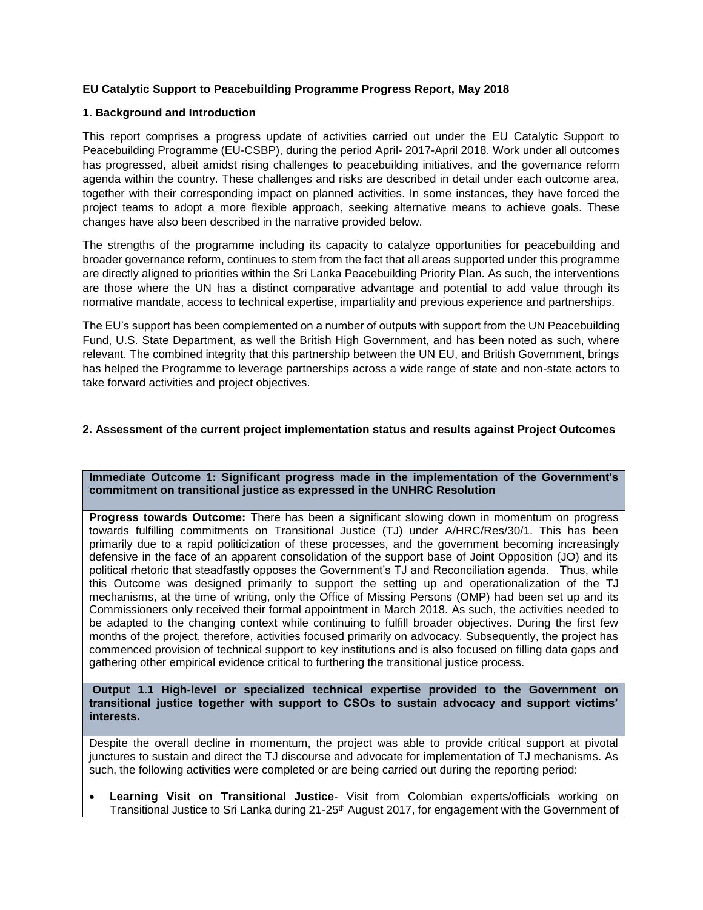**EU Catalytic Support to Peacebuilding Programme Progress Report, May 2018**

## 1. Background and Introduction

This report comprises a progress update of activities carried out under the EU Catalytic Support to Peacebuilding Programme (EU-CSBP), during the period April- 2017-April 2018. Work under all outcomes has progressed, albeit amidst rising challenges to peacebuilding initiatives, and the governance reform agenda within the country. These challenges and risks are described in detail under each outcome area, together with their corresponding impact on planned activities. In some instances, they have forced the project teams to adopt a more flexible approach, seeking alternative means to achieve goals. These changes have also been described in the narrative provided below.

The strengths of the programme including its capacity to catalyze opportunities for peacebuilding and broader governance reform, continues to stem from the fact that all areas supported under this programme are directly aligned to priorities within the Sri Lanka Peacebuilding Priority Plan. As such, the interventions are those where the UN has a distinct comparative advantage and potential to add value through its normative mandate, access to technical expertise, impartiality and previous experience and partnerships.

The EU's support has been complemented on a number of outputs with support from the UN Peacebuilding Fund, U.S. State Department, as well the British High Government, and has been noted as such, where relevant. The combined integrity that this partnership between the UN EU, and British Government, brings has helped the Programme to leverage partnerships across a wide range of state and non-state actors to take forward activities and project objectives.

## 2. Assessment of the current project implementation status and results against Project Outcomes

**Immediate Outcome 1: Significant progress made in the implementation of the Government's commitment on transitional justice as expressed in the UNHRC Resolution**

**Progress towards Outcome:** There has been a significant slowing down in momentum on progress towards fulfilling commitments on Transitional Justice (TJ) under A/HRC/Res/30/1. This has been primarily due to a rapid politicization of these processes, and the government becoming increasingly defensive in the face of an apparent consolidation of the support base of Joint Opposition (JO) and its political rhetoric that steadfastly opposes the Government's TJ and Reconciliation agenda. Thus, while this Outcome was designed primarily to support the setting up and operationalization of the TJ mechanisms, at the time of writing, only the Office of Missing Persons (OMP) had been set up and its Commissioners only received their formal appointment in March 2018. As such, the activities needed to be adapted to the changing context while continuing to fulfill broader objectives. During the first few months of the project, therefore, activities focused primarily on advocacy. Subsequently, the project has commenced provision of technical support to key institutions and is also focused on filling data gaps and gathering other empirical evidence critical to furthering the transitional justice process.

**Output 1.1 High-level or specialized technical expertise provided to the Government on transitional justice together with support to CSOs to sustain advocacy and support victims' interests.**

Despite the overall decline in momentum, the project was able to provide critical support at pivotal junctures to sustain and direct the TJ discourse and advocate for implementation of TJ mechanisms. As such, the following activities were completed or are being carried out during the reporting period:

- **Learning Visit on Transitional Justice**- Visit from Colombian experts/officials working on Transitional Justice to Sri Lanka during 21-25th August 2017, for engagement with the Government of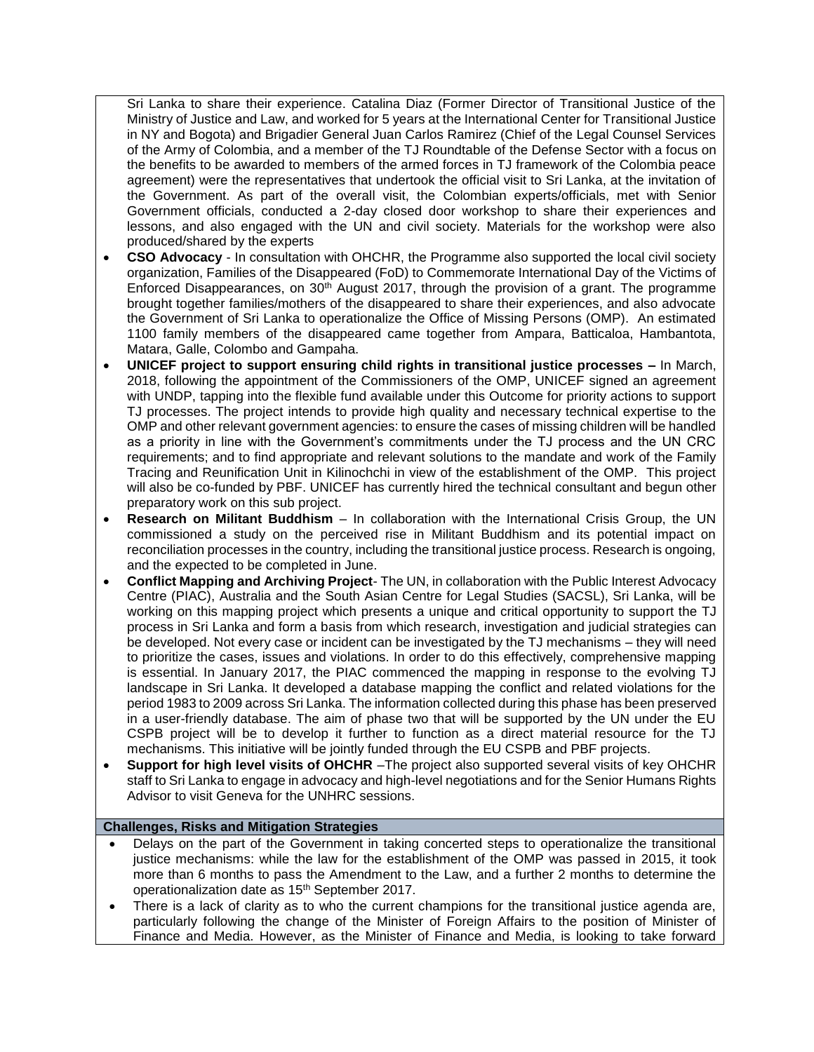Sri Lanka to share their experience. Catalina Diaz (Former Director of Transitional Justice of the Ministry of Justice and Law, and worked for 5 years at the International Center for Transitional Justice in NY and Bogota) and Brigadier General Juan Carlos Ramirez (Chief of the Legal Counsel Services of the Army of Colombia, and a member of the TJ Roundtable of the Defense Sector with a focus on the benefits to be awarded to members of the armed forces in TJ framework of the Colombia peace agreement) were the representatives that undertook the official visit to Sri Lanka, at the invitation of the Government. As part of the overall visit, the Colombian experts/officials, met with Senior Government officials, conducted a 2-day closed door workshop to share their experiences and lessons, and also engaged with the UN and civil society. Materials for the workshop were also produced/shared by the experts

- **CSO Advocacy** - In consultation with OHCHR, the Programme also supported the local civil society organization, Families of the Disappeared (FoD) to Commemorate International Day of the Victims of Enforced Disappearances, on 30th August 2017, through the provision of a grant. The programme brought together families/mothers of the disappeared to share their experiences, and also advocate the Government of Sri Lanka to operationalize the Office of Missing Persons (OMP). An estimated 1100 family members of the disappeared came together from Ampara, Batticaloa, Hambantota, Matara, Galle, Colombo and Gampaha.
- **UNICEF project to support ensuring child rights in transitional justice processes –** In March, 2018, following the appointment of the Commissioners of the OMP, UNICEF signed an agreement with UNDP, tapping into the flexible fund available under this Outcome for priority actions to support TJ processes. The project intends to provide high quality and necessary technical expertise to the OMP and other relevant government agencies: to ensure the cases of missing children will be handled as a priority in line with the Government's commitments under the TJ process and the UN CRC requirements; and to find appropriate and relevant solutions to the mandate and work of the Family Tracing and Reunification Unit in Kilinochchi in view of the establishment of the OMP. This project will also be co-funded by PBF. UNICEF has currently hired the technical consultant and begun other preparatory work on this sub project.
- **Research on Militant Buddhism** – In collaboration with the International Crisis Group, the UN commissioned a study on the perceived rise in Militant Buddhism and its potential impact on reconciliation processes in the country, including the transitional justice process. Research is ongoing, and the expected to be completed in June.
- **Conflict Mapping and Archiving Project**- The UN, in collaboration with the Public Interest Advocacy Centre (PIAC), Australia and the South Asian Centre for Legal Studies (SACSL), Sri Lanka, will be working on this mapping project which presents a unique and critical opportunity to support the TJ process in Sri Lanka and form a basis from which research, investigation and judicial strategies can be developed. Not every case or incident can be investigated by the TJ mechanisms – they will need to prioritize the cases, issues and violations. In order to do this effectively, comprehensive mapping is essential. In January 2017, the PIAC commenced the mapping in response to the evolving TJ landscape in Sri Lanka. It developed a database mapping the conflict and related violations for the period 1983 to 2009 across Sri Lanka. The information collected during this phase has been preserved in a user-friendly database. The aim of phase two that will be supported by the UN under the EU CSPB project will be to develop it further to function as a direct material resource for the TJ mechanisms. This initiative will be jointly funded through the EU CSPB and PBF projects.
- **Support for high level visits of OHCHR** –The project also supported several visits of key OHCHR staff to Sri Lanka to engage in advocacy and high-level negotiations and for the Senior Humans Rights Advisor to visit Geneva for the UNHRC sessions.

**Challenges, Risks and Mitigation Strategies**

- Delays on the part of the Government in taking concerted steps to operationalize the transitional justice mechanisms: while the law for the establishment of the OMP was passed in 2015, it took more than 6 months to pass the Amendment to the Law, and a further 2 months to determine the operationalization date as 15th September 2017.
- There is a lack of clarity as to who the current champions for the transitional justice agenda are, particularly following the change of the Minister of Foreign Affairs to the position of Minister of Finance and Media. However, as the Minister of Finance and Media, is looking to take forward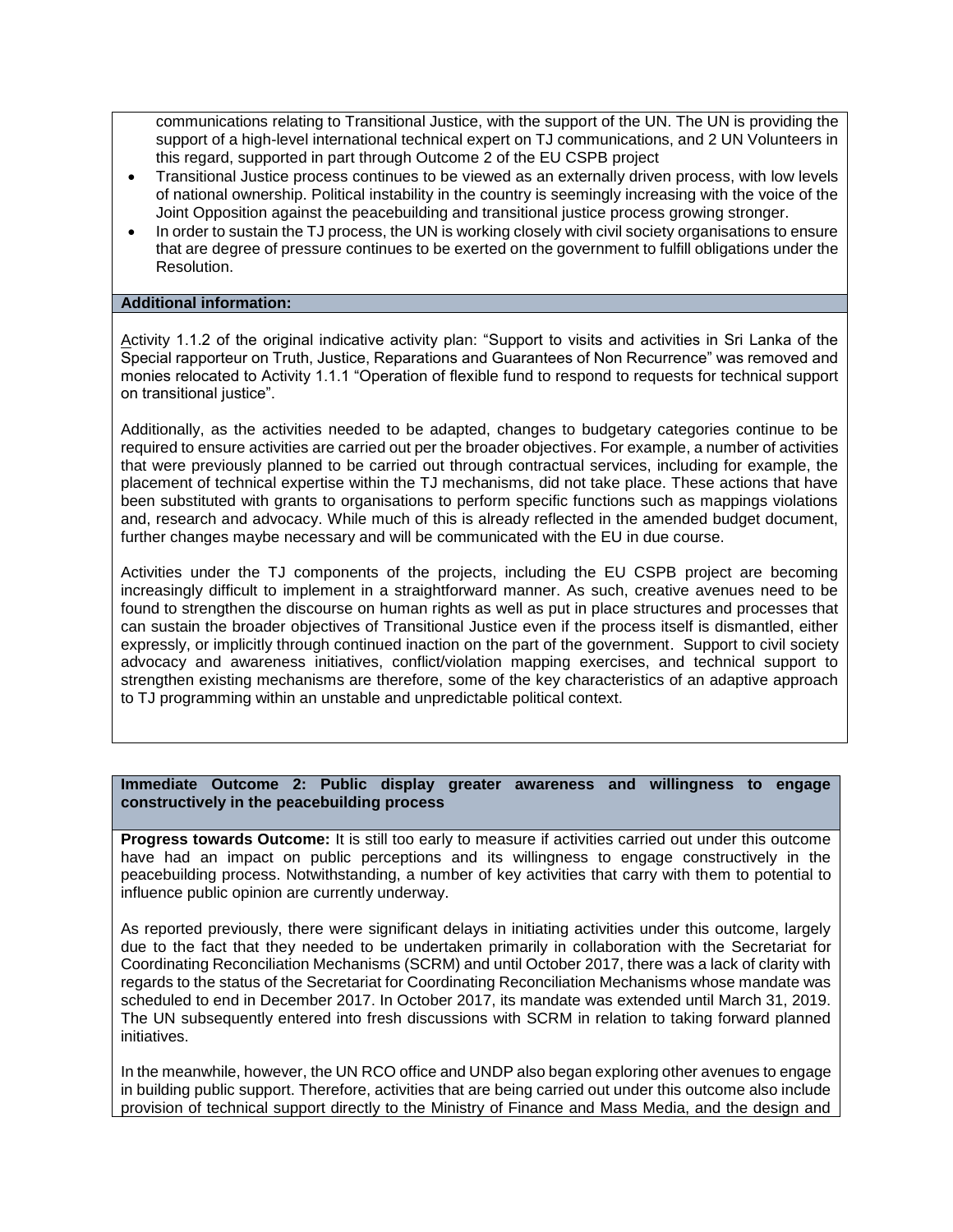communications relating to Transitional Justice, with the support of the UN. The UN is providing the support of a high-level international technical expert on TJ communications, and 2 UN Volunteers in this regard, supported in part through Outcome 2 of the EU CSPB project

- Transitional Justice process continues to be viewed as an externally driven process, with low levels of national ownership. Political instability in the country is seemingly increasing with the voice of the Joint Opposition against the peacebuilding and transitional justice process growing stronger.
- In order to sustain the TJ process, the UN is working closely with civil society organisations to ensure that are degree of pressure continues to be exerted on the government to fulfill obligations under the Resolution.

**Additional information:**

Activity 1.1.2 of the original indicative activity plan: "Support to visits and activities in Sri Lanka of the Special rapporteur on Truth, Justice, Reparations and Guarantees of Non Recurrence" was removed and monies relocated to Activity 1.1.1 "Operation of flexible fund to respond to requests for technical support on transitional justice".

Additionally, as the activities needed to be adapted, changes to budgetary categories continue to be required to ensure activities are carried out per the broader objectives. For example, a number of activities that were previously planned to be carried out through contractual services, including for example, the placement of technical expertise within the TJ mechanisms, did not take place. These actions that have been substituted with grants to organisations to perform specific functions such as mappings violations and, research and advocacy. While much of this is already reflected in the amended budget document, further changes maybe necessary and will be communicated with the EU in due course.

Activities under the TJ components of the projects, including the EU CSPB project are becoming increasingly difficult to implement in a straightforward manner. As such, creative avenues need to be found to strengthen the discourse on human rights as well as put in place structures and processes that can sustain the broader objectives of Transitional Justice even if the process itself is dismantled, either expressly, or implicitly through continued inaction on the part of the government. Support to civil society advocacy and awareness initiatives, conflict/violation mapping exercises, and technical support to strengthen existing mechanisms are therefore, some of the key characteristics of an adaptive approach to TJ programming within an unstable and unpredictable political context.

**Immediate Outcome 2: Public display greater awareness and willingness to engage constructively in the peacebuilding process**

**Progress towards Outcome:** It is still too early to measure if activities carried out under this outcome have had an impact on public perceptions and its willingness to engage constructively in the peacebuilding process. Notwithstanding, a number of key activities that carry with them to potential to influence public opinion are currently underway.

As reported previously, there were significant delays in initiating activities under this outcome, largely due to the fact that they needed to be undertaken primarily in collaboration with the Secretariat for Coordinating Reconciliation Mechanisms (SCRM) and until October 2017, there was a lack of clarity with regards to the status of the Secretariat for Coordinating Reconciliation Mechanisms whose mandate was scheduled to end in December 2017. In October 2017, its mandate was extended until March 31, 2019. The UN subsequently entered into fresh discussions with SCRM in relation to taking forward planned initiatives.

In the meanwhile, however, the UN RCO office and UNDP also began exploring other avenues to engage in building public support. Therefore, activities that are being carried out under this outcome also include provision of technical support directly to the Ministry of Finance and Mass Media, and the design and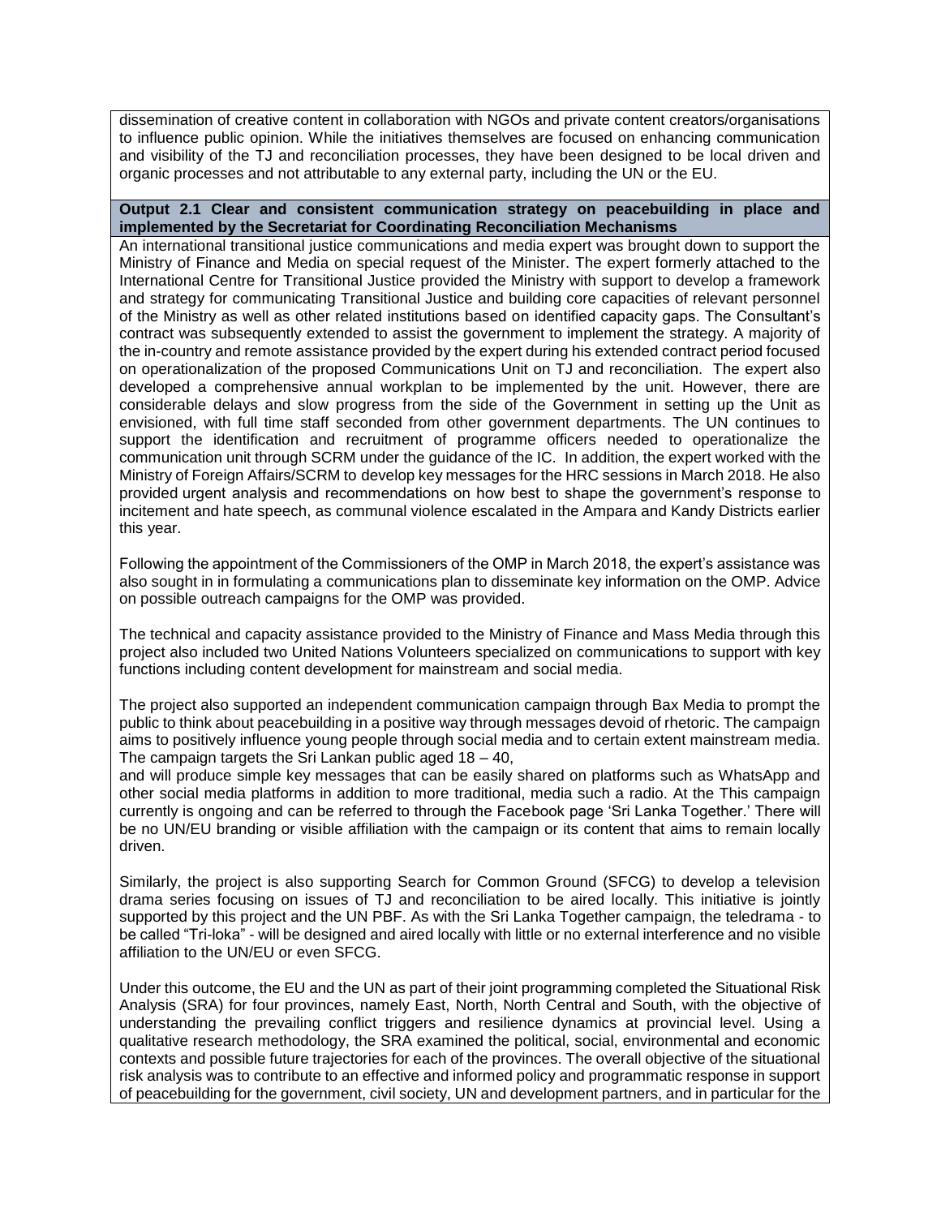dissemination of creative content in collaboration with NGOs and private content creators/organisations to influence public opinion. While the initiatives themselves are focused on enhancing communication and visibility of the TJ and reconciliation processes, they have been designed to be local driven and organic processes and not attributable to any external party, including the UN or the EU.

**Output 2.1 Clear and consistent communication strategy on peacebuilding in place and implemented by the Secretariat for Coordinating Reconciliation Mechanisms**

An international transitional justice communications and media expert was brought down to support the Ministry of Finance and Media on special request of the Minister. The expert formerly attached to the International Centre for Transitional Justice provided the Ministry with support to develop a framework and strategy for communicating Transitional Justice and building core capacities of relevant personnel of the Ministry as well as other related institutions based on identified capacity gaps. The Consultant's contract was subsequently extended to assist the government to implement the strategy. A majority of the in-country and remote assistance provided by the expert during his extended contract period focused on operationalization of the proposed Communications Unit on TJ and reconciliation. The expert also developed a comprehensive annual workplan to be implemented by the unit. However, there are considerable delays and slow progress from the side of the Government in setting up the Unit as envisioned, with full time staff seconded from other government departments. The UN continues to support the identification and recruitment of programme officers needed to operationalize the communication unit through SCRM under the guidance of the IC. In addition, the expert worked with the Ministry of Foreign Affairs/SCRM to develop key messages for the HRC sessions in March 2018. He also provided urgent analysis and recommendations on how best to shape the government's response to incitement and hate speech, as communal violence escalated in the Ampara and Kandy Districts earlier this year.

Following the appointment of the Commissioners of the OMP in March 2018, the expert's assistance was also sought in in formulating a communications plan to disseminate key information on the OMP. Advice on possible outreach campaigns for the OMP was provided.

The technical and capacity assistance provided to the Ministry of Finance and Mass Media through this project also included two United Nations Volunteers specialized on communications to support with key functions including content development for mainstream and social media.

The project also supported an independent communication campaign through Bax Media to prompt the public to think about peacebuilding in a positive way through messages devoid of rhetoric. The campaign aims to positively influence young people through social media and to certain extent mainstream media. The campaign targets the Sri Lankan public aged 18 – 40,
and will produce simple key messages that can be easily shared on platforms such as WhatsApp and other social media platforms in addition to more traditional, media such a radio. At the This campaign currently is ongoing and can be referred to through the Facebook page 'Sri Lanka Together.' There will be no UN/EU branding or visible affiliation with the campaign or its content that aims to remain locally driven.

Similarly, the project is also supporting Search for Common Ground (SFCG) to develop a television drama series focusing on issues of TJ and reconciliation to be aired locally. This initiative is jointly supported by this project and the UN PBF. As with the Sri Lanka Together campaign, the teledrama - to be called "Tri-loka" - will be designed and aired locally with little or no external interference and no visible affiliation to the UN/EU or even SFCG.

Under this outcome, the EU and the UN as part of their joint programming completed the Situational Risk Analysis (SRA) for four provinces, namely East, North, North Central and South, with the objective of understanding the prevailing conflict triggers and resilience dynamics at provincial level. Using a qualitative research methodology, the SRA examined the political, social, environmental and economic contexts and possible future trajectories for each of the provinces. The overall objective of the situational risk analysis was to contribute to an effective and informed policy and programmatic response in support of peacebuilding for the government, civil society, UN and development partners, and in particular for the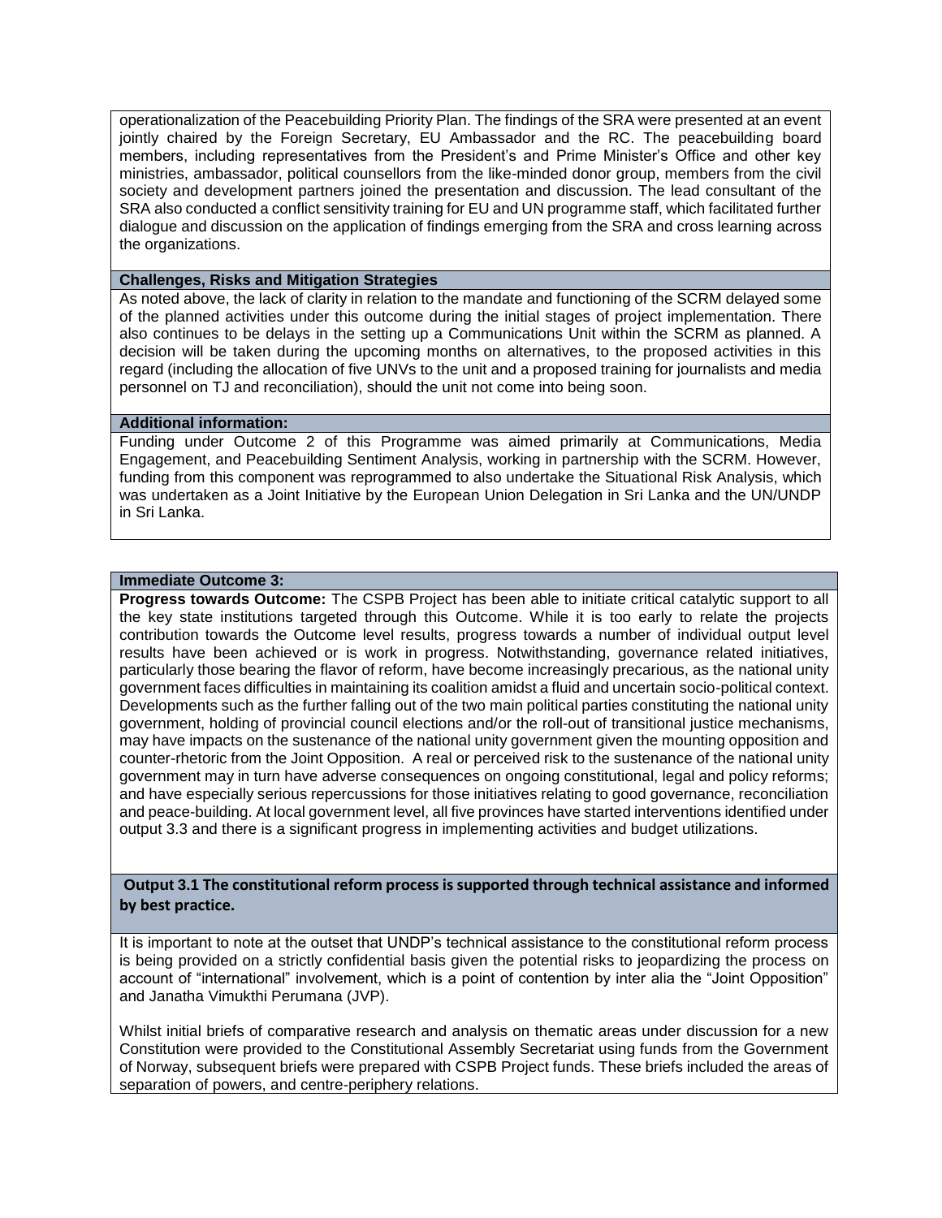operationalization of the Peacebuilding Priority Plan. The findings of the SRA were presented at an event jointly chaired by the Foreign Secretary, EU Ambassador and the RC. The peacebuilding board members, including representatives from the President's and Prime Minister's Office and other key ministries, ambassador, political counsellors from the like-minded donor group, members from the civil society and development partners joined the presentation and discussion. The lead consultant of the SRA also conducted a conflict sensitivity training for EU and UN programme staff, which facilitated further dialogue and discussion on the application of findings emerging from the SRA and cross learning across the organizations.

**Challenges, Risks and Mitigation Strategies**

As noted above, the lack of clarity in relation to the mandate and functioning of the SCRM delayed some of the planned activities under this outcome during the initial stages of project implementation. There also continues to be delays in the setting up a Communications Unit within the SCRM as planned. A decision will be taken during the upcoming months on alternatives, to the proposed activities in this regard (including the allocation of five UNVs to the unit and a proposed training for journalists and media personnel on TJ and reconciliation), should the unit not come into being soon.

**Additional information:**

Funding under Outcome 2 of this Programme was aimed primarily at Communications, Media Engagement, and Peacebuilding Sentiment Analysis, working in partnership with the SCRM. However, funding from this component was reprogrammed to also undertake the Situational Risk Analysis, which was undertaken as a Joint Initiative by the European Union Delegation in Sri Lanka and the UN/UNDP in Sri Lanka.

**Immediate Outcome 3:**

**Progress towards Outcome:** The CSPB Project has been able to initiate critical catalytic support to all the key state institutions targeted through this Outcome. While it is too early to relate the projects contribution towards the Outcome level results, progress towards a number of individual output level results have been achieved or is work in progress. Notwithstanding, governance related initiatives, particularly those bearing the flavor of reform, have become increasingly precarious, as the national unity government faces difficulties in maintaining its coalition amidst a fluid and uncertain socio-political context. Developments such as the further falling out of the two main political parties constituting the national unity government, holding of provincial council elections and/or the roll-out of transitional justice mechanisms, may have impacts on the sustenance of the national unity government given the mounting opposition and counter-rhetoric from the Joint Opposition. A real or perceived risk to the sustenance of the national unity government may in turn have adverse consequences on ongoing constitutional, legal and policy reforms; and have especially serious repercussions for those initiatives relating to good governance, reconciliation and peace-building. At local government level, all five provinces have started interventions identified under output 3.3 and there is a significant progress in implementing activities and budget utilizations.

**Output 3.1 The constitutional reform process is supported through technical assistance and informed by best practice.**

It is important to note at the outset that UNDP's technical assistance to the constitutional reform process is being provided on a strictly confidential basis given the potential risks to jeopardizing the process on account of "international" involvement, which is a point of contention by inter alia the "Joint Opposition" and Janatha Vimukthi Perumana (JVP).

Whilst initial briefs of comparative research and analysis on thematic areas under discussion for a new Constitution were provided to the Constitutional Assembly Secretariat using funds from the Government of Norway, subsequent briefs were prepared with CSPB Project funds. These briefs included the areas of separation of powers, and centre-periphery relations.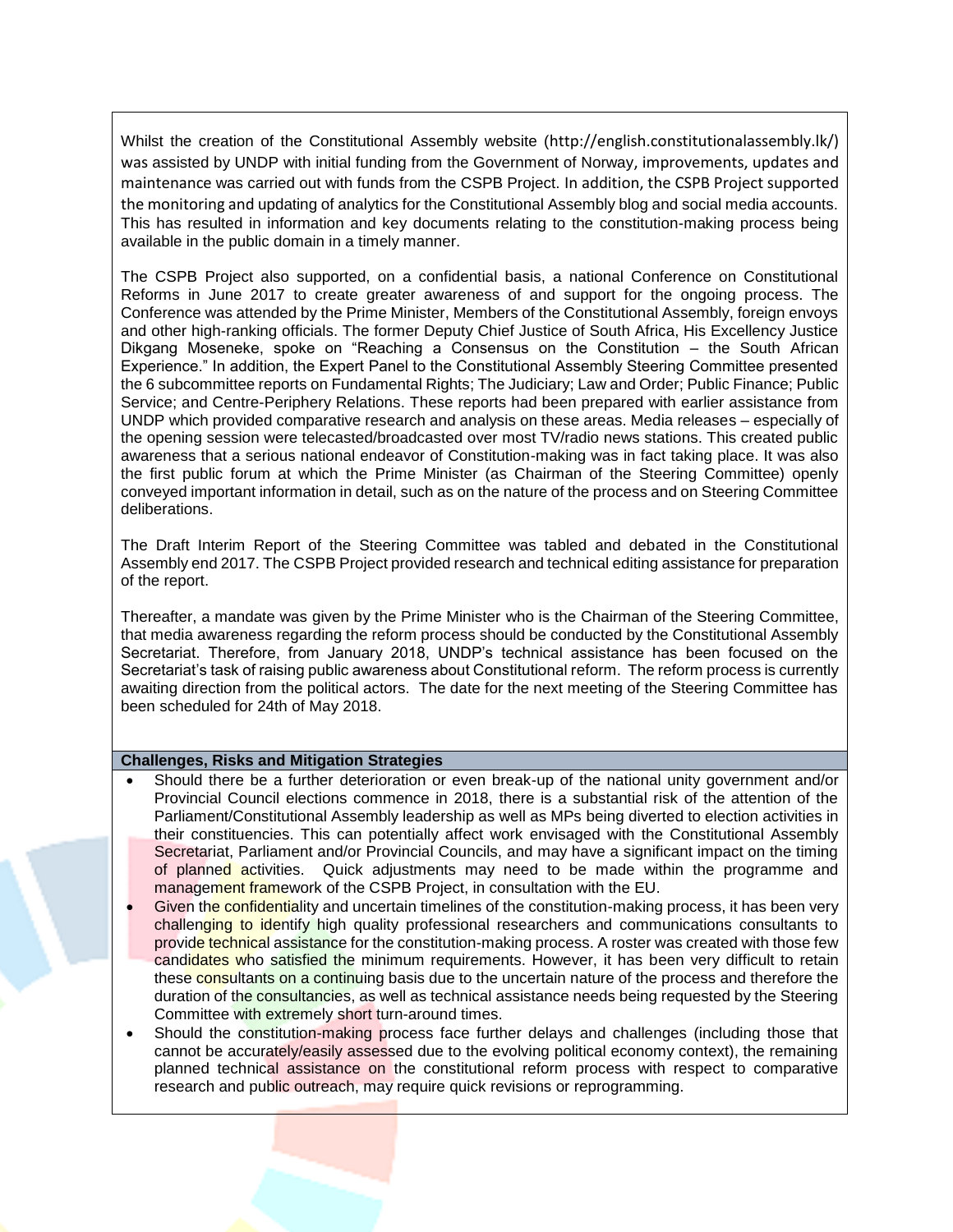Whilst the creation of the Constitutional Assembly website (http://english.constitutionalassembly.lk/) was assisted by UNDP with initial funding from the Government of Norway, improvements, updates and maintenance was carried out with funds from the CSPB Project. In addition, the CSPB Project supported the monitoring and updating of analytics for the Constitutional Assembly blog and social media accounts. This has resulted in information and key documents relating to the constitution-making process being available in the public domain in a timely manner.

The CSPB Project also supported, on a confidential basis, a national Conference on Constitutional Reforms in June 2017 to create greater awareness of and support for the ongoing process. The Conference was attended by the Prime Minister, Members of the Constitutional Assembly, foreign envoys and other high-ranking officials. The former Deputy Chief Justice of South Africa, His Excellency Justice Dikgang Moseneke, spoke on "Reaching a Consensus on the Constitution – the South African Experience." In addition, the Expert Panel to the Constitutional Assembly Steering Committee presented the 6 subcommittee reports on Fundamental Rights; The Judiciary; Law and Order; Public Finance; Public Service; and Centre-Periphery Relations. These reports had been prepared with earlier assistance from UNDP which provided comparative research and analysis on these areas. Media releases – especially of the opening session were telecasted/broadcasted over most TV/radio news stations. This created public awareness that a serious national endeavor of Constitution-making was in fact taking place. It was also the first public forum at which the Prime Minister (as Chairman of the Steering Committee) openly conveyed important information in detail, such as on the nature of the process and on Steering Committee deliberations.

The Draft Interim Report of the Steering Committee was tabled and debated in the Constitutional Assembly end 2017. The CSPB Project provided research and technical editing assistance for preparation of the report.

Thereafter, a mandate was given by the Prime Minister who is the Chairman of the Steering Committee, that media awareness regarding the reform process should be conducted by the Constitutional Assembly Secretariat. Therefore, from January 2018, UNDP's technical assistance has been focused on the Secretariat's task of raising public awareness about Constitutional reform. The reform process is currently awaiting direction from the political actors. The date for the next meeting of the Steering Committee has been scheduled for 24th of May 2018.

**Challenges, Risks and Mitigation Strategies**

- Should there be a further deterioration or even break-up of the national unity government and/or Provincial Council elections commence in 2018, there is a substantial risk of the attention of the Parliament/Constitutional Assembly leadership as well as MPs being diverted to election activities in their constituencies. This can potentially affect work envisaged with the Constitutional Assembly Secretariat, Parliament and/or Provincial Councils, and may have a significant impact on the timing of planned activities. Quick adjustments may need to be made within the programme and management framework of the CSPB Project, in consultation with the EU.
- Given the confidentiality and uncertain timelines of the constitution-making process, it has been very challenging to identify high quality professional researchers and communications consultants to provide technical assistance for the constitution-making process. A roster was created with those few candidates who satisfied the minimum requirements. However, it has been very difficult to retain these consultants on a continuing basis due to the uncertain nature of the process and therefore the duration of the consultancies, as well as technical assistance needs being requested by the Steering Committee with extremely short turn-around times.
- Should the constitution-making process face further delays and challenges (including those that cannot be accurately/easily assessed due to the evolving political economy context), the remaining planned technical assistance on the constitutional reform process with respect to comparative research and public outreach, may require quick revisions or reprogramming.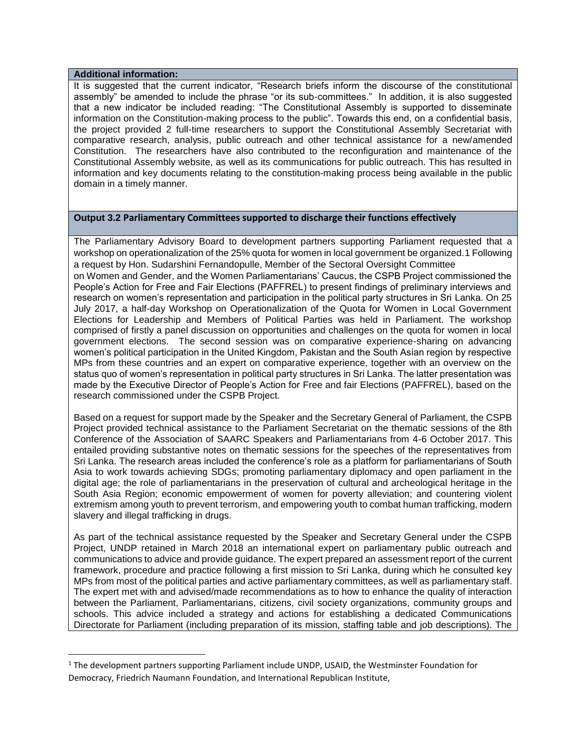**Additional information:**

It is suggested that the current indicator, "Research briefs inform the discourse of the constitutional assembly" be amended to include the phrase "or its sub-committees." In addition, it is also suggested that a new indicator be included reading: "The Constitutional Assembly is supported to disseminate information on the Constitution-making process to the public". Towards this end, on a confidential basis, the project provided 2 full-time researchers to support the Constitutional Assembly Secretariat with comparative research, analysis, public outreach and other technical assistance for a new/amended Constitution. The researchers have also contributed to the reconfiguration and maintenance of the Constitutional Assembly website, as well as its communications for public outreach. This has resulted in information and key documents relating to the constitution-making process being available in the public domain in a timely manner.

**Output 3.2 Parliamentary Committees supported to discharge their functions effectively**

The Parliamentary Advisory Board to development partners supporting Parliament requested that a workshop on operationalization of the 25% quota for women in local government be organized.[1] Following a request by Hon. Sudarshini Fernandopulle, Member of the Sectoral Oversight Committee on Women and Gender, and the Women Parliamentarians' Caucus, the CSPB Project commissioned the People's Action for Free and Fair Elections (PAFFREL) to present findings of preliminary interviews and research on women's representation and participation in the political party structures in Sri Lanka. On 25 July 2017, a half-day Workshop on Operationalization of the Quota for Women in Local Government Elections for Leadership and Members of Political Parties was held in Parliament. The workshop comprised of firstly a panel discussion on opportunities and challenges on the quota for women in local government elections. The second session was on comparative experience-sharing on advancing women's political participation in the United Kingdom, Pakistan and the South Asian region by respective MPs from these countries and an expert on comparative experience, together with an overview on the status quo of women's representation in political party structures in Sri Lanka. The latter presentation was made by the Executive Director of People's Action for Free and fair Elections (PAFFREL), based on the research commissioned under the CSPB Project.

Based on a request for support made by the Speaker and the Secretary General of Parliament, the CSPB Project provided technical assistance to the Parliament Secretariat on the thematic sessions of the 8th Conference of the Association of SAARC Speakers and Parliamentarians from 4-6 October 2017. This entailed providing substantive notes on thematic sessions for the speeches of the representatives from Sri Lanka. The research areas included the conference's role as a platform for parliamentarians of South Asia to work towards achieving SDGs; promoting parliamentary diplomacy and open parliament in the digital age; the role of parliamentarians in the preservation of cultural and archeological heritage in the South Asia Region; economic empowerment of women for poverty alleviation; and countering violent extremism among youth to prevent terrorism, and empowering youth to combat human trafficking, modern slavery and illegal trafficking in drugs.

As part of the technical assistance requested by the Speaker and Secretary General under the CSPB Project, UNDP retained in March 2018 an international expert on parliamentary public outreach and communications to advice and provide guidance. The expert prepared an assessment report of the current framework, procedure and practice following a first mission to Sri Lanka, during which he consulted key MPs from most of the political parties and active parliamentary committees, as well as parliamentary staff. The expert met with and advised/made recommendations as to how to enhance the quality of interaction between the Parliament, Parliamentarians, citizens, civil society organizations, community groups and schools. This advice included a strategy and actions for establishing a dedicated Communications Directorate for Parliament (including preparation of its mission, staffing table and job descriptions). The

[1] The development partners supporting Parliament include UNDP, USAID, the Westminster Foundation for Democracy, Friedrich Naumann Foundation, and International Republican Institute,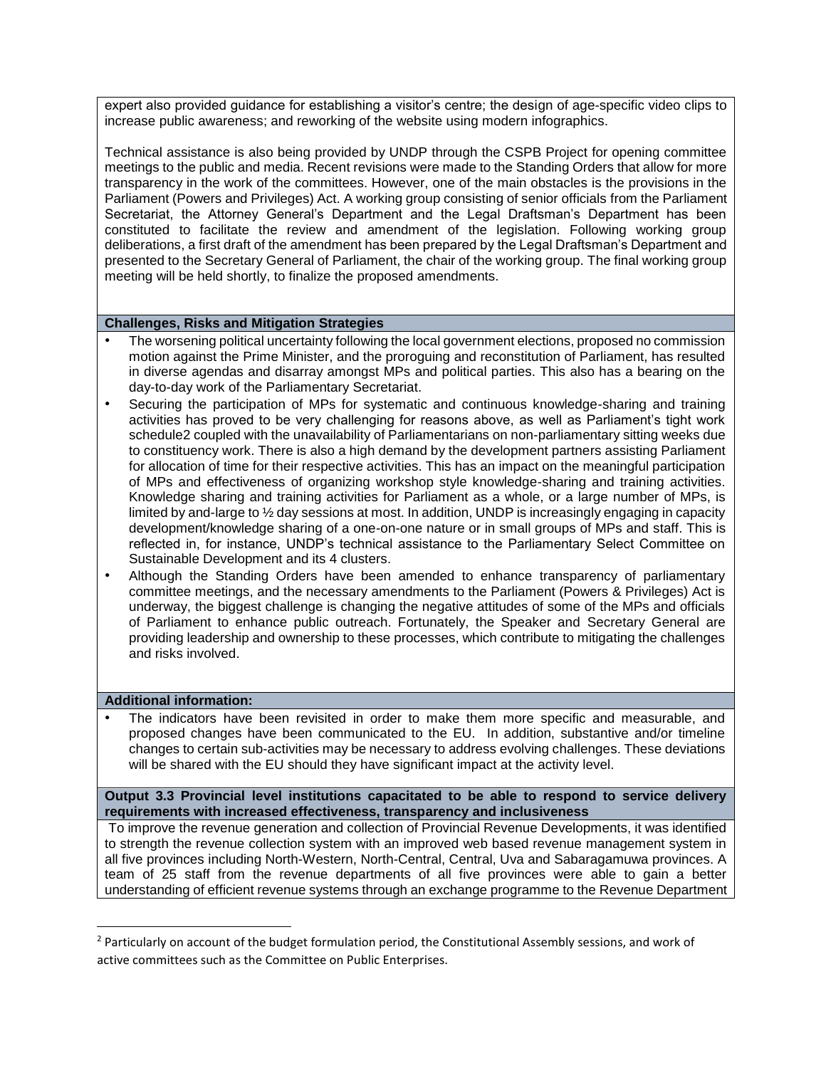expert also provided guidance for establishing a visitor's centre; the design of age-specific video clips to increase public awareness; and reworking of the website using modern infographics.

Technical assistance is also being provided by UNDP through the CSPB Project for opening committee meetings to the public and media. Recent revisions were made to the Standing Orders that allow for more transparency in the work of the committees. However, one of the main obstacles is the provisions in the Parliament (Powers and Privileges) Act. A working group consisting of senior officials from the Parliament Secretariat, the Attorney General's Department and the Legal Draftsman's Department has been constituted to facilitate the review and amendment of the legislation. Following working group deliberations, a first draft of the amendment has been prepared by the Legal Draftsman's Department and presented to the Secretary General of Parliament, the chair of the working group. The final working group meeting will be held shortly, to finalize the proposed amendments.

**Challenges, Risks and Mitigation Strategies**

- The worsening political uncertainty following the local government elections, proposed no commission motion against the Prime Minister, and the proroguing and reconstitution of Parliament, has resulted in diverse agendas and disarray amongst MPs and political parties. This also has a bearing on the day-to-day work of the Parliamentary Secretariat.
- Securing the participation of MPs for systematic and continuous knowledge-sharing and training activities has proved to be very challenging for reasons above, as well as Parliament's tight work schedule[2] coupled with the unavailability of Parliamentarians on non-parliamentary sitting weeks due to constituency work. There is also a high demand by the development partners assisting Parliament for allocation of time for their respective activities. This has an impact on the meaningful participation of MPs and effectiveness of organizing workshop style knowledge-sharing and training activities. Knowledge sharing and training activities for Parliament as a whole, or a large number of MPs, is limited by and-large to ½ day sessions at most. In addition, UNDP is increasingly engaging in capacity development/knowledge sharing of a one-on-one nature or in small groups of MPs and staff. This is reflected in, for instance, UNDP's technical assistance to the Parliamentary Select Committee on Sustainable Development and its 4 clusters.
- Although the Standing Orders have been amended to enhance transparency of parliamentary committee meetings, and the necessary amendments to the Parliament (Powers & Privileges) Act is underway, the biggest challenge is changing the negative attitudes of some of the MPs and officials of Parliament to enhance public outreach. Fortunately, the Speaker and Secretary General are providing leadership and ownership to these processes, which contribute to mitigating the challenges and risks involved.

**Additional information:**

- The indicators have been revisited in order to make them more specific and measurable, and proposed changes have been communicated to the EU. In addition, substantive and/or timeline changes to certain sub-activities may be necessary to address evolving challenges. These deviations will be shared with the EU should they have significant impact at the activity level.

**Output 3.3 Provincial level institutions capacitated to be able to respond to service delivery requirements with increased effectiveness, transparency and inclusiveness**

To improve the revenue generation and collection of Provincial Revenue Developments, it was identified to strength the revenue collection system with an improved web based revenue management system in all five provinces including North-Western, North-Central, Central, Uva and Sabaragamuwa provinces. A team of 25 staff from the revenue departments of all five provinces were able to gain a better understanding of efficient revenue systems through an exchange programme to the Revenue Department

[2] Particularly on account of the budget formulation period, the Constitutional Assembly sessions, and work of active committees such as the Committee on Public Enterprises.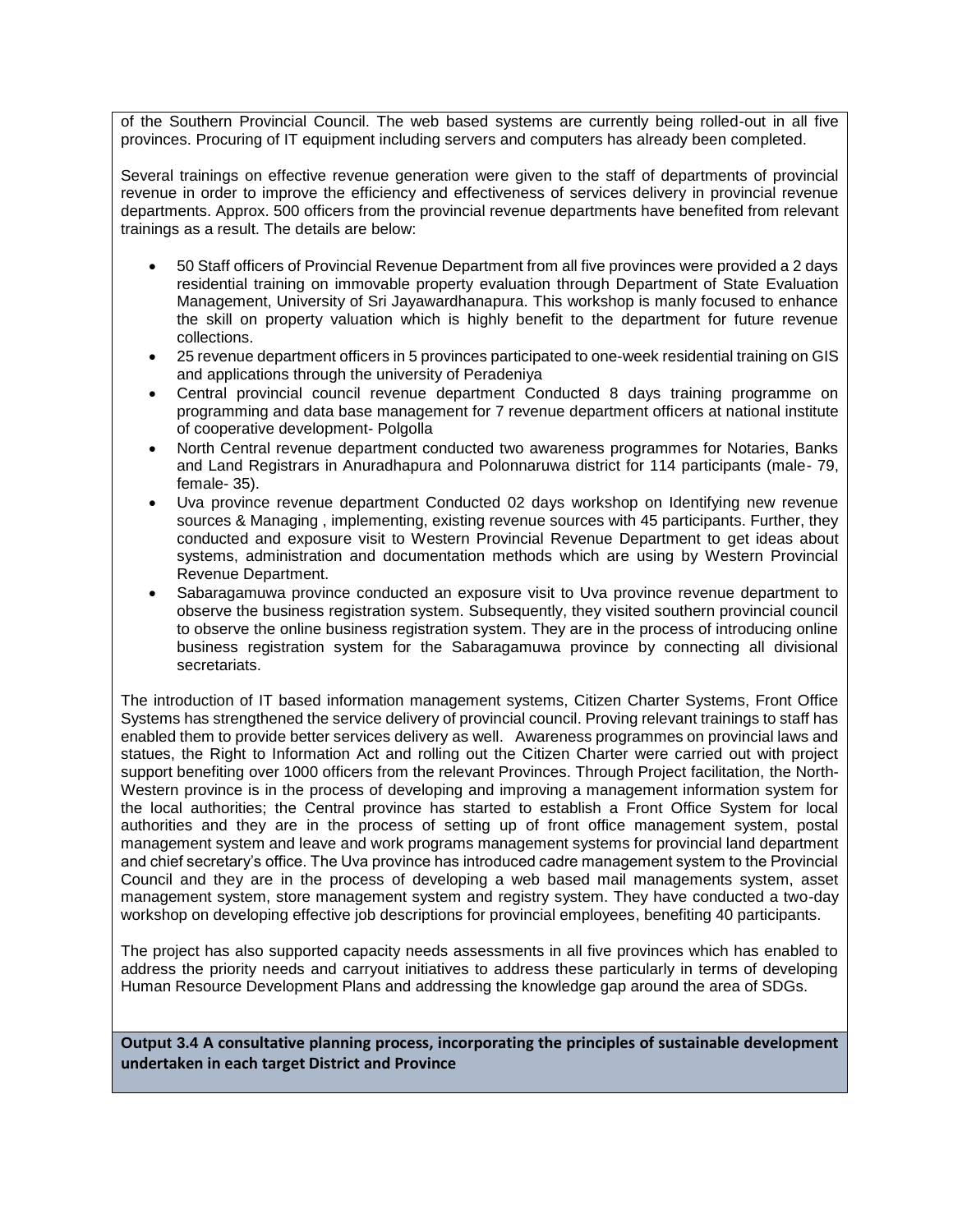of the Southern Provincial Council. The web based systems are currently being rolled-out in all five provinces. Procuring of IT equipment including servers and computers has already been completed.

Several trainings on effective revenue generation were given to the staff of departments of provincial revenue in order to improve the efficiency and effectiveness of services delivery in provincial revenue departments. Approx. 500 officers from the provincial revenue departments have benefited from relevant trainings as a result. The details are below:

- 50 Staff officers of Provincial Revenue Department from all five provinces were provided a 2 days residential training on immovable property evaluation through Department of State Evaluation Management, University of Sri Jayawardhanapura. This workshop is manly focused to enhance the skill on property valuation which is highly benefit to the department for future revenue collections.
- 25 revenue department officers in 5 provinces participated to one-week residential training on GIS and applications through the university of Peradeniya
- Central provincial council revenue department Conducted 8 days training programme on programming and data base management for 7 revenue department officers at national institute of cooperative development- Polgolla
- North Central revenue department conducted two awareness programmes for Notaries, Banks and Land Registrars in Anuradhapura and Polonnaruwa district for 114 participants (male- 79, female- 35).
- Uva province revenue department Conducted 02 days workshop on Identifying new revenue sources & Managing , implementing, existing revenue sources with 45 participants. Further, they conducted and exposure visit to Western Provincial Revenue Department to get ideas about systems, administration and documentation methods which are using by Western Provincial Revenue Department.
- Sabaragamuwa province conducted an exposure visit to Uva province revenue department to observe the business registration system. Subsequently, they visited southern provincial council to observe the online business registration system. They are in the process of introducing online business registration system for the Sabaragamuwa province by connecting all divisional secretariats.

The introduction of IT based information management systems, Citizen Charter Systems, Front Office Systems has strengthened the service delivery of provincial council. Proving relevant trainings to staff has enabled them to provide better services delivery as well. Awareness programmes on provincial laws and statues, the Right to Information Act and rolling out the Citizen Charter were carried out with project support benefiting over 1000 officers from the relevant Provinces. Through Project facilitation, the North-Western province is in the process of developing and improving a management information system for the local authorities; the Central province has started to establish a Front Office System for local authorities and they are in the process of setting up of front office management system, postal management system and leave and work programs management systems for provincial land department and chief secretary's office. The Uva province has introduced cadre management system to the Provincial Council and they are in the process of developing a web based mail managements system, asset management system, store management system and registry system. They have conducted a two-day workshop on developing effective job descriptions for provincial employees, benefiting 40 participants.

The project has also supported capacity needs assessments in all five provinces which has enabled to address the priority needs and carryout initiatives to address these particularly in terms of developing Human Resource Development Plans and addressing the knowledge gap around the area of SDGs.

**Output 3.4 A consultative planning process, incorporating the principles of sustainable development undertaken in each target District and Province**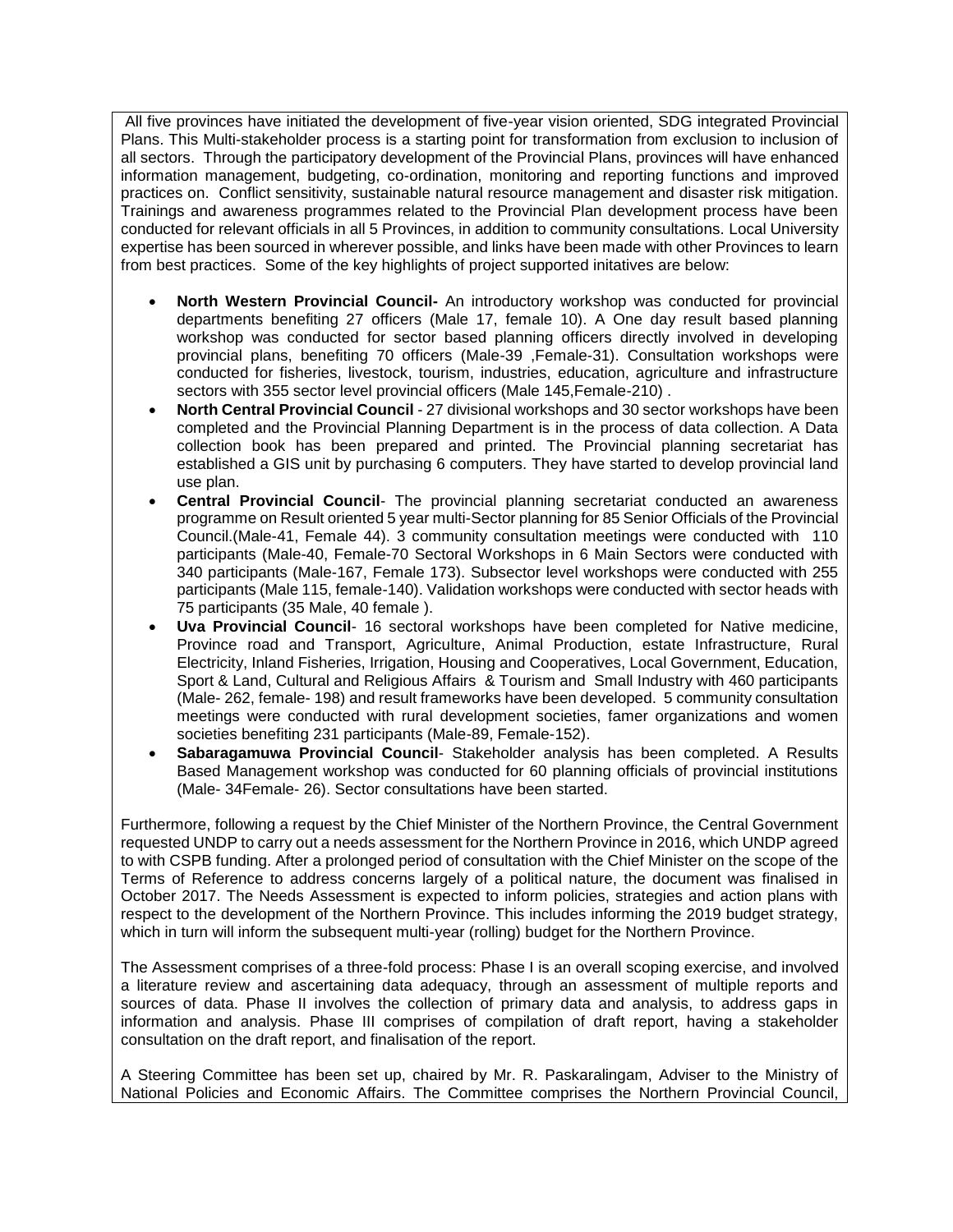All five provinces have initiated the development of five-year vision oriented, SDG integrated Provincial Plans. This Multi-stakeholder process is a starting point for transformation from exclusion to inclusion of all sectors. Through the participatory development of the Provincial Plans, provinces will have enhanced information management, budgeting, co-ordination, monitoring and reporting functions and improved practices on. Conflict sensitivity, sustainable natural resource management and disaster risk mitigation. Trainings and awareness programmes related to the Provincial Plan development process have been conducted for relevant officials in all 5 Provinces, in addition to community consultations. Local University expertise has been sourced in wherever possible, and links have been made with other Provinces to learn from best practices. Some of the key highlights of project supported initatives are below:

- **North Western Provincial Council-** An introductory workshop was conducted for provincial departments benefiting 27 officers (Male 17, female 10). A One day result based planning workshop was conducted for sector based planning officers directly involved in developing provincial plans, benefiting 70 officers (Male-39 ,Female-31). Consultation workshops were conducted for fisheries, livestock, tourism, industries, education, agriculture and infrastructure sectors with 355 sector level provincial officers (Male 145,Female-210) .
- **North Central Provincial Council** - 27 divisional workshops and 30 sector workshops have been completed and the Provincial Planning Department is in the process of data collection. A Data collection book has been prepared and printed. The Provincial planning secretariat has established a GIS unit by purchasing 6 computers. They have started to develop provincial land use plan.
- **Central Provincial Council**- The provincial planning secretariat conducted an awareness programme on Result oriented 5 year multi-Sector planning for 85 Senior Officials of the Provincial Council.(Male-41, Female 44). 3 community consultation meetings were conducted with 110 participants (Male-40, Female-70 Sectoral Workshops in 6 Main Sectors were conducted with 340 participants (Male-167, Female 173). Subsector level workshops were conducted with 255 participants (Male 115, female-140). Validation workshops were conducted with sector heads with 75 participants (35 Male, 40 female ).
- **Uva Provincial Council**- 16 sectoral workshops have been completed for Native medicine, Province road and Transport, Agriculture, Animal Production, estate Infrastructure, Rural Electricity, Inland Fisheries, Irrigation, Housing and Cooperatives, Local Government, Education, Sport & Land, Cultural and Religious Affairs & Tourism and Small Industry with 460 participants (Male- 262, female- 198) and result frameworks have been developed. 5 community consultation meetings were conducted with rural development societies, famer organizations and women societies benefiting 231 participants (Male-89, Female-152).
- **Sabaragamuwa Provincial Council**- Stakeholder analysis has been completed. A Results Based Management workshop was conducted for 60 planning officials of provincial institutions (Male- 34Female- 26). Sector consultations have been started.

Furthermore, following a request by the Chief Minister of the Northern Province, the Central Government requested UNDP to carry out a needs assessment for the Northern Province in 2016, which UNDP agreed to with CSPB funding. After a prolonged period of consultation with the Chief Minister on the scope of the Terms of Reference to address concerns largely of a political nature, the document was finalised in October 2017. The Needs Assessment is expected to inform policies, strategies and action plans with respect to the development of the Northern Province. This includes informing the 2019 budget strategy, which in turn will inform the subsequent multi-year (rolling) budget for the Northern Province.

The Assessment comprises of a three-fold process: Phase I is an overall scoping exercise, and involved a literature review and ascertaining data adequacy, through an assessment of multiple reports and sources of data. Phase II involves the collection of primary data and analysis, to address gaps in information and analysis. Phase III comprises of compilation of draft report, having a stakeholder consultation on the draft report, and finalisation of the report.

A Steering Committee has been set up, chaired by Mr. R. Paskaralingam, Adviser to the Ministry of National Policies and Economic Affairs. The Committee comprises the Northern Provincial Council,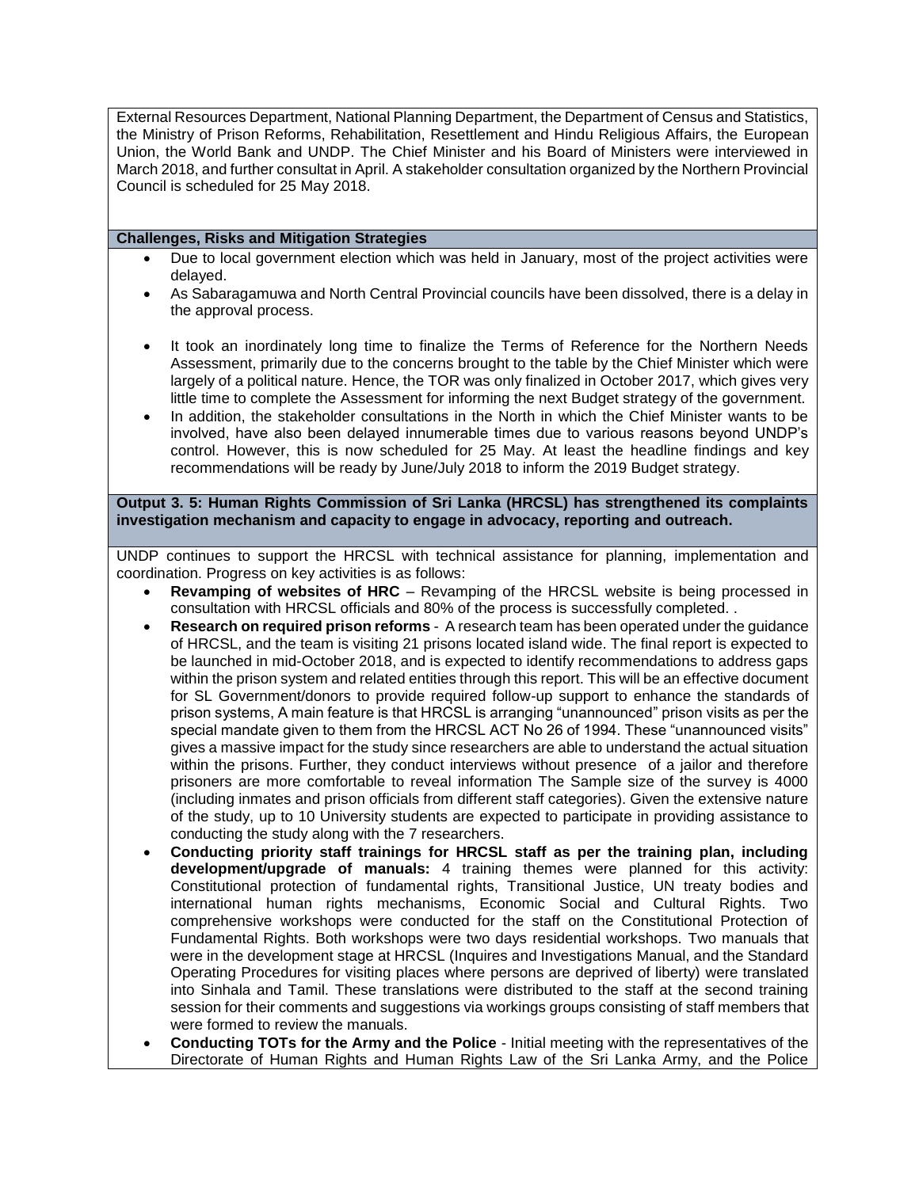External Resources Department, National Planning Department, the Department of Census and Statistics, the Ministry of Prison Reforms, Rehabilitation, Resettlement and Hindu Religious Affairs, the European Union, the World Bank and UNDP. The Chief Minister and his Board of Ministers were interviewed in March 2018, and further consultat in April. A stakeholder consultation organized by the Northern Provincial Council is scheduled for 25 May 2018.

**Challenges, Risks and Mitigation Strategies**

- Due to local government election which was held in January, most of the project activities were delayed.
- As Sabaragamuwa and North Central Provincial councils have been dissolved, there is a delay in the approval process.
- It took an inordinately long time to finalize the Terms of Reference for the Northern Needs Assessment, primarily due to the concerns brought to the table by the Chief Minister which were largely of a political nature. Hence, the TOR was only finalized in October 2017, which gives very little time to complete the Assessment for informing the next Budget strategy of the government.
- In addition, the stakeholder consultations in the North in which the Chief Minister wants to be involved, have also been delayed innumerable times due to various reasons beyond UNDP's control. However, this is now scheduled for 25 May. At least the headline findings and key recommendations will be ready by June/July 2018 to inform the 2019 Budget strategy.

**Output 3. 5: Human Rights Commission of Sri Lanka (HRCSL) has strengthened its complaints investigation mechanism and capacity to engage in advocacy, reporting and outreach.**

UNDP continues to support the HRCSL with technical assistance for planning, implementation and coordination. Progress on key activities is as follows:

- **Revamping of websites of HRC** – Revamping of the HRCSL website is being processed in consultation with HRCSL officials and 80% of the process is successfully completed. .
- **Research on required prison reforms** - A research team has been operated under the guidance of HRCSL, and the team is visiting 21 prisons located island wide. The final report is expected to be launched in mid-October 2018, and is expected to identify recommendations to address gaps within the prison system and related entities through this report. This will be an effective document for SL Government/donors to provide required follow-up support to enhance the standards of prison systems, A main feature is that HRCSL is arranging "unannounced" prison visits as per the special mandate given to them from the HRCSL ACT No 26 of 1994. These "unannounced visits" gives a massive impact for the study since researchers are able to understand the actual situation within the prisons. Further, they conduct interviews without presence of a jailor and therefore prisoners are more comfortable to reveal information The Sample size of the survey is 4000 (including inmates and prison officials from different staff categories). Given the extensive nature of the study, up to 10 University students are expected to participate in providing assistance to conducting the study along with the 7 researchers.
- **Conducting priority staff trainings for HRCSL staff as per the training plan, including development/upgrade of manuals:** 4 training themes were planned for this activity: Constitutional protection of fundamental rights, Transitional Justice, UN treaty bodies and international human rights mechanisms, Economic Social and Cultural Rights. Two comprehensive workshops were conducted for the staff on the Constitutional Protection of Fundamental Rights. Both workshops were two days residential workshops. Two manuals that were in the development stage at HRCSL (Inquires and Investigations Manual, and the Standard Operating Procedures for visiting places where persons are deprived of liberty) were translated into Sinhala and Tamil. These translations were distributed to the staff at the second training session for their comments and suggestions via workings groups consisting of staff members that were formed to review the manuals.
- **Conducting TOTs for the Army and the Police** - Initial meeting with the representatives of the Directorate of Human Rights and Human Rights Law of the Sri Lanka Army, and the Police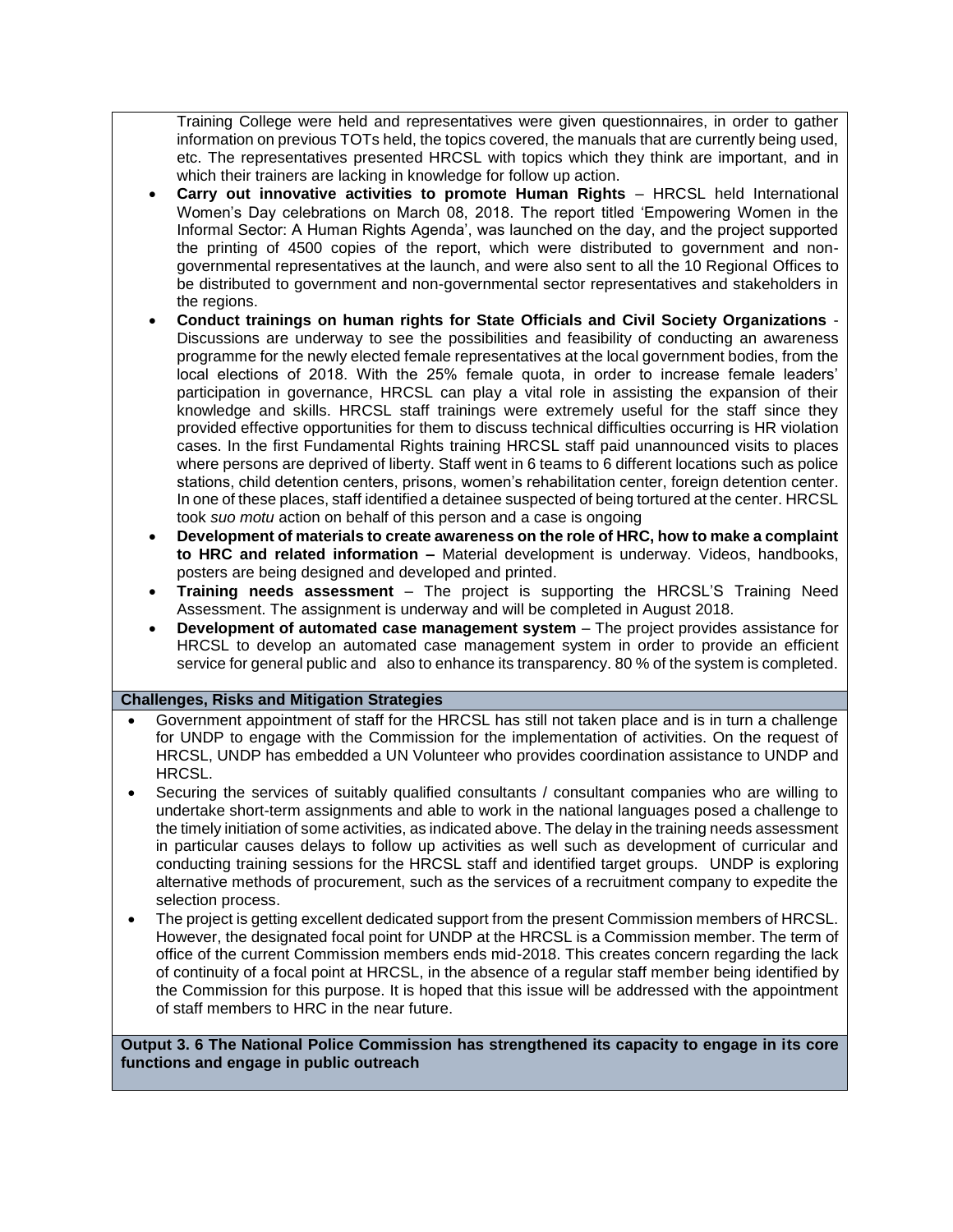Training College were held and representatives were given questionnaires, in order to gather information on previous TOTs held, the topics covered, the manuals that are currently being used, etc. The representatives presented HRCSL with topics which they think are important, and in which their trainers are lacking in knowledge for follow up action.

- **Carry out innovative activities to promote Human Rights** – HRCSL held International Women's Day celebrations on March 08, 2018. The report titled 'Empowering Women in the Informal Sector: A Human Rights Agenda', was launched on the day, and the project supported the printing of 4500 copies of the report, which were distributed to government and non-governmental representatives at the launch, and were also sent to all the 10 Regional Offices to be distributed to government and non-governmental sector representatives and stakeholders in the regions.
- **Conduct trainings on human rights for State Officials and Civil Society Organizations** - Discussions are underway to see the possibilities and feasibility of conducting an awareness programme for the newly elected female representatives at the local government bodies, from the local elections of 2018. With the 25% female quota, in order to increase female leaders' participation in governance, HRCSL can play a vital role in assisting the expansion of their knowledge and skills. HRCSL staff trainings were extremely useful for the staff since they provided effective opportunities for them to discuss technical difficulties occurring is HR violation cases. In the first Fundamental Rights training HRCSL staff paid unannounced visits to places where persons are deprived of liberty. Staff went in 6 teams to 6 different locations such as police stations, child detention centers, prisons, women's rehabilitation center, foreign detention center. In one of these places, staff identified a detainee suspected of being tortured at the center. HRCSL took *suo motu* action on behalf of this person and a case is ongoing
- **Development of materials to create awareness on the role of HRC, how to make a complaint to HRC and related information –** Material development is underway. Videos, handbooks, posters are being designed and developed and printed.
- **Training needs assessment** – The project is supporting the HRCSL'S Training Need Assessment. The assignment is underway and will be completed in August 2018.
- **Development of automated case management system** – The project provides assistance for HRCSL to develop an automated case management system in order to provide an efficient service for general public and also to enhance its transparency. 80 % of the system is completed.

**Challenges, Risks and Mitigation Strategies**

- Government appointment of staff for the HRCSL has still not taken place and is in turn a challenge for UNDP to engage with the Commission for the implementation of activities. On the request of HRCSL, UNDP has embedded a UN Volunteer who provides coordination assistance to UNDP and HRCSL.
- Securing the services of suitably qualified consultants / consultant companies who are willing to undertake short-term assignments and able to work in the national languages posed a challenge to the timely initiation of some activities, as indicated above. The delay in the training needs assessment in particular causes delays to follow up activities as well such as development of curricular and conducting training sessions for the HRCSL staff and identified target groups. UNDP is exploring alternative methods of procurement, such as the services of a recruitment company to expedite the selection process.
- The project is getting excellent dedicated support from the present Commission members of HRCSL. However, the designated focal point for UNDP at the HRCSL is a Commission member. The term of office of the current Commission members ends mid-2018. This creates concern regarding the lack of continuity of a focal point at HRCSL, in the absence of a regular staff member being identified by the Commission for this purpose. It is hoped that this issue will be addressed with the appointment of staff members to HRC in the near future.

**Output 3. 6 The National Police Commission has strengthened its capacity to engage in its core functions and engage in public outreach**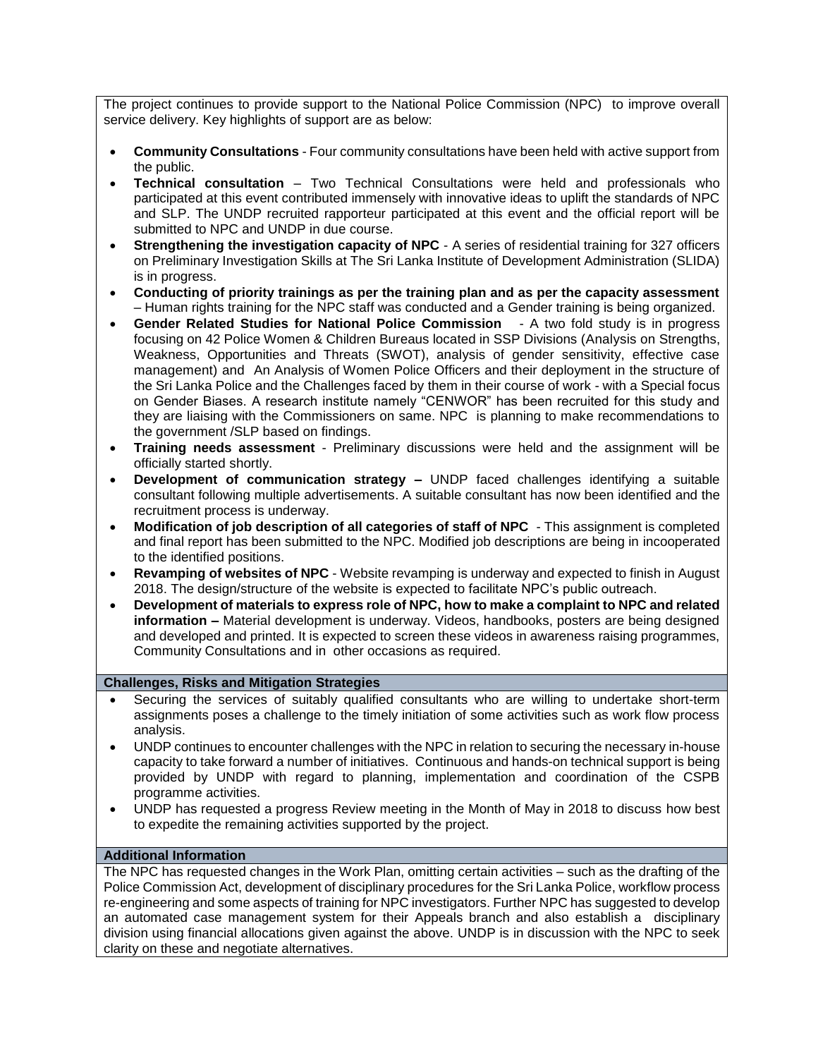The project continues to provide support to the National Police Commission (NPC) to improve overall service delivery. Key highlights of support are as below:

- **Community Consultations** - Four community consultations have been held with active support from the public.
- **Technical consultation** – Two Technical Consultations were held and professionals who participated at this event contributed immensely with innovative ideas to uplift the standards of NPC and SLP. The UNDP recruited rapporteur participated at this event and the official report will be submitted to NPC and UNDP in due course.
- **Strengthening the investigation capacity of NPC** - A series of residential training for 327 officers on Preliminary Investigation Skills at The Sri Lanka Institute of Development Administration (SLIDA) is in progress.
- **Conducting of priority trainings as per the training plan and as per the capacity assessment** – Human rights training for the NPC staff was conducted and a Gender training is being organized.
- **Gender Related Studies for National Police Commission** - A two fold study is in progress focusing on 42 Police Women & Children Bureaus located in SSP Divisions (Analysis on Strengths, Weakness, Opportunities and Threats (SWOT), analysis of gender sensitivity, effective case management) and An Analysis of Women Police Officers and their deployment in the structure of the Sri Lanka Police and the Challenges faced by them in their course of work - with a Special focus on Gender Biases. A research institute namely "CENWOR" has been recruited for this study and they are liaising with the Commissioners on same. NPC is planning to make recommendations to the government /SLP based on findings.
- **Training needs assessment** - Preliminary discussions were held and the assignment will be officially started shortly.
- **Development of communication strategy –** UNDP faced challenges identifying a suitable consultant following multiple advertisements. A suitable consultant has now been identified and the recruitment process is underway.
- **Modification of job description of all categories of staff of NPC** - This assignment is completed and final report has been submitted to the NPC. Modified job descriptions are being in incooperated to the identified positions.
- **Revamping of websites of NPC** - Website revamping is underway and expected to finish in August 2018. The design/structure of the website is expected to facilitate NPC's public outreach.
- **Development of materials to express role of NPC, how to make a complaint to NPC and related information –** Material development is underway. Videos, handbooks, posters are being designed and developed and printed. It is expected to screen these videos in awareness raising programmes, Community Consultations and in other occasions as required.

**Challenges, Risks and Mitigation Strategies**

- Securing the services of suitably qualified consultants who are willing to undertake short-term assignments poses a challenge to the timely initiation of some activities such as work flow process analysis.
- UNDP continues to encounter challenges with the NPC in relation to securing the necessary in-house capacity to take forward a number of initiatives. Continuous and hands-on technical support is being provided by UNDP with regard to planning, implementation and coordination of the CSPB programme activities.
- UNDP has requested a progress Review meeting in the Month of May in 2018 to discuss how best to expedite the remaining activities supported by the project.

**Additional Information**

The NPC has requested changes in the Work Plan, omitting certain activities – such as the drafting of the Police Commission Act, development of disciplinary procedures for the Sri Lanka Police, workflow process re-engineering and some aspects of training for NPC investigators. Further NPC has suggested to develop an automated case management system for their Appeals branch and also establish a disciplinary division using financial allocations given against the above. UNDP is in discussion with the NPC to seek clarity on these and negotiate alternatives.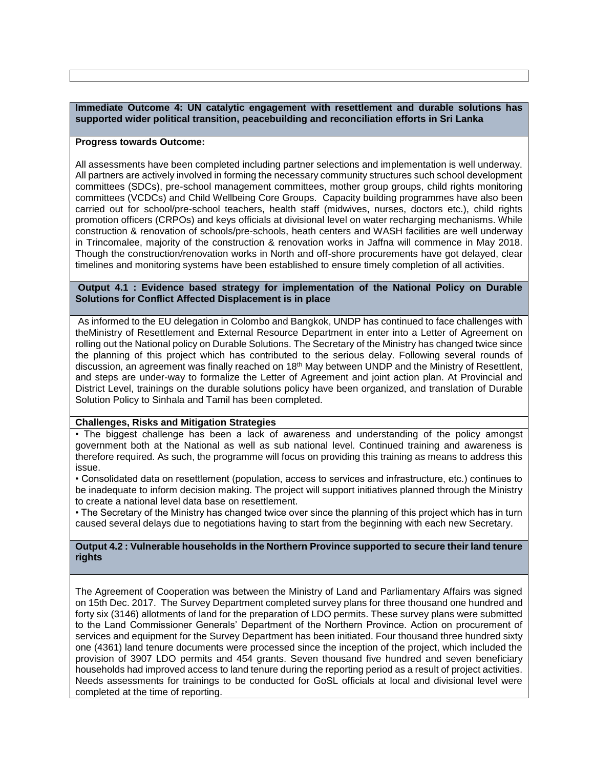**Immediate Outcome 4: UN catalytic engagement with resettlement and durable solutions has supported wider political transition, peacebuilding and reconciliation efforts in Sri Lanka**

**Progress towards Outcome:**

All assessments have been completed including partner selections and implementation is well underway. All partners are actively involved in forming the necessary community structures such school development committees (SDCs), pre-school management committees, mother group groups, child rights monitoring committees (VCDCs) and Child Wellbeing Core Groups. Capacity building programmes have also been carried out for school/pre-school teachers, health staff (midwives, nurses, doctors etc.), child rights promotion officers (CRPOs) and keys officials at divisional level on water recharging mechanisms. While construction & renovation of schools/pre-schools, heath centers and WASH facilities are well underway in Trincomalee, majority of the construction & renovation works in Jaffna will commence in May 2018. Though the construction/renovation works in North and off-shore procurements have got delayed, clear timelines and monitoring systems have been established to ensure timely completion of all activities.

**Output 4.1 : Evidence based strategy for implementation of the National Policy on Durable Solutions for Conflict Affected Displacement is in place**

As informed to the EU delegation in Colombo and Bangkok, UNDP has continued to face challenges with theMinistry of Resettlement and External Resource Department in enter into a Letter of Agreement on rolling out the National policy on Durable Solutions. The Secretary of the Ministry has changed twice since the planning of this project which has contributed to the serious delay. Following several rounds of discussion, an agreement was finally reached on 18th May between UNDP and the Ministry of Resettlent, and steps are under-way to formalize the Letter of Agreement and joint action plan. At Provincial and District Level, trainings on the durable solutions policy have been organized, and translation of Durable Solution Policy to Sinhala and Tamil has been completed.

**Challenges, Risks and Mitigation Strategies**

- The biggest challenge has been a lack of awareness and understanding of the policy amongst government both at the National as well as sub national level. Continued training and awareness is therefore required. As such, the programme will focus on providing this training as means to address this issue.
- Consolidated data on resettlement (population, access to services and infrastructure, etc.) continues to be inadequate to inform decision making. The project will support initiatives planned through the Ministry to create a national level data base on resettlement.
- The Secretary of the Ministry has changed twice over since the planning of this project which has in turn caused several delays due to negotiations having to start from the beginning with each new Secretary.

**Output 4.2 : Vulnerable households in the Northern Province supported to secure their land tenure rights**

The Agreement of Cooperation was between the Ministry of Land and Parliamentary Affairs was signed on 15th Dec. 2017. The Survey Department completed survey plans for three thousand one hundred and forty six (3146) allotments of land for the preparation of LDO permits. These survey plans were submitted to the Land Commissioner Generals' Department of the Northern Province. Action on procurement of services and equipment for the Survey Department has been initiated. Four thousand three hundred sixty one (4361) land tenure documents were processed since the inception of the project, which included the provision of 3907 LDO permits and 454 grants. Seven thousand five hundred and seven beneficiary households had improved access to land tenure during the reporting period as a result of project activities. Needs assessments for trainings to be conducted for GoSL officials at local and divisional level were completed at the time of reporting.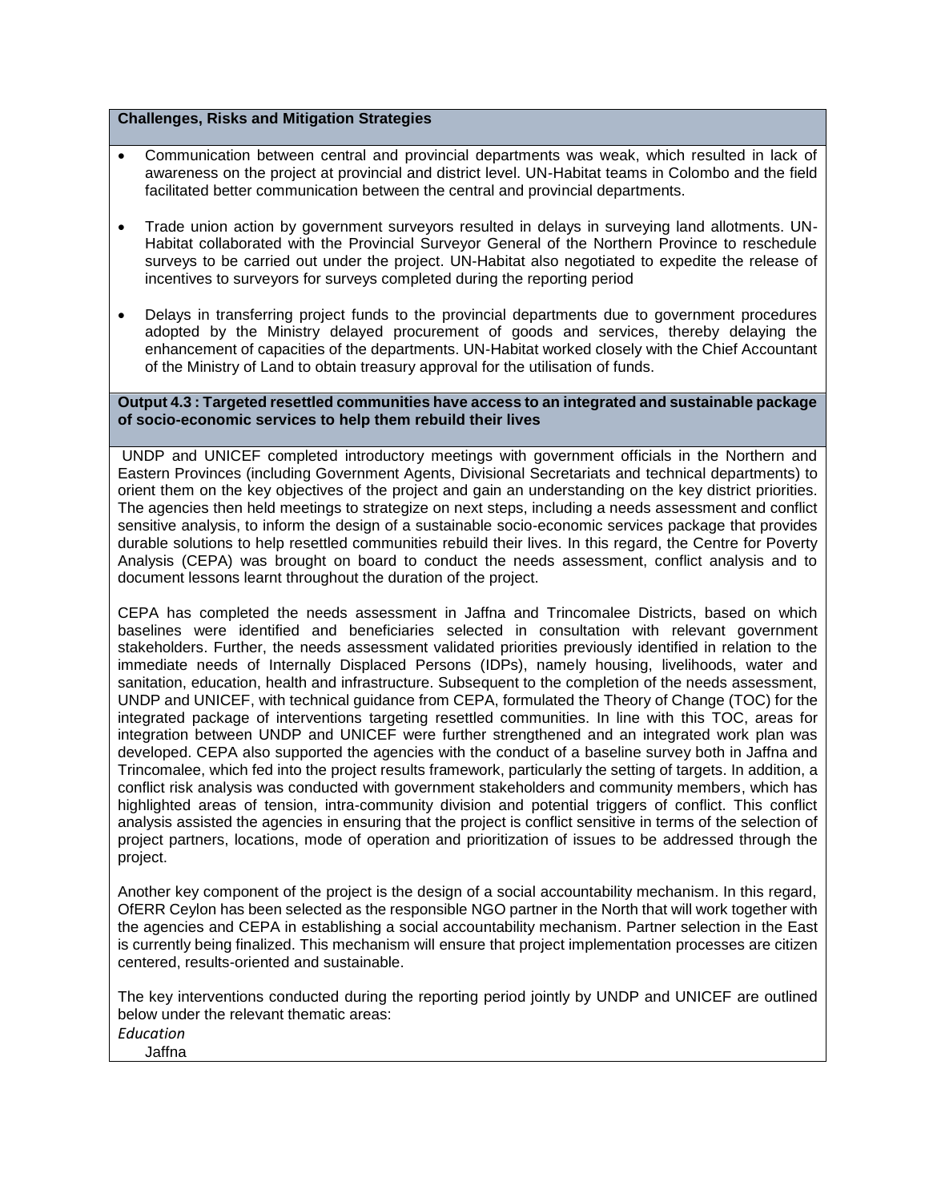**Challenges, Risks and Mitigation Strategies**

- Communication between central and provincial departments was weak, which resulted in lack of awareness on the project at provincial and district level. UN-Habitat teams in Colombo and the field facilitated better communication between the central and provincial departments.
- Trade union action by government surveyors resulted in delays in surveying land allotments. UN-Habitat collaborated with the Provincial Surveyor General of the Northern Province to reschedule surveys to be carried out under the project. UN-Habitat also negotiated to expedite the release of incentives to surveyors for surveys completed during the reporting period
- Delays in transferring project funds to the provincial departments due to government procedures adopted by the Ministry delayed procurement of goods and services, thereby delaying the enhancement of capacities of the departments. UN-Habitat worked closely with the Chief Accountant of the Ministry of Land to obtain treasury approval for the utilisation of funds.

**Output 4.3 : Targeted resettled communities have access to an integrated and sustainable package of socio-economic services to help them rebuild their lives**

UNDP and UNICEF completed introductory meetings with government officials in the Northern and Eastern Provinces (including Government Agents, Divisional Secretariats and technical departments) to orient them on the key objectives of the project and gain an understanding on the key district priorities. The agencies then held meetings to strategize on next steps, including a needs assessment and conflict sensitive analysis, to inform the design of a sustainable socio-economic services package that provides durable solutions to help resettled communities rebuild their lives. In this regard, the Centre for Poverty Analysis (CEPA) was brought on board to conduct the needs assessment, conflict analysis and to document lessons learnt throughout the duration of the project.

CEPA has completed the needs assessment in Jaffna and Trincomalee Districts, based on which baselines were identified and beneficiaries selected in consultation with relevant government stakeholders. Further, the needs assessment validated priorities previously identified in relation to the immediate needs of Internally Displaced Persons (IDPs), namely housing, livelihoods, water and sanitation, education, health and infrastructure. Subsequent to the completion of the needs assessment, UNDP and UNICEF, with technical guidance from CEPA, formulated the Theory of Change (TOC) for the integrated package of interventions targeting resettled communities. In line with this TOC, areas for integration between UNDP and UNICEF were further strengthened and an integrated work plan was developed. CEPA also supported the agencies with the conduct of a baseline survey both in Jaffna and Trincomalee, which fed into the project results framework, particularly the setting of targets. In addition, a conflict risk analysis was conducted with government stakeholders and community members, which has highlighted areas of tension, intra-community division and potential triggers of conflict. This conflict analysis assisted the agencies in ensuring that the project is conflict sensitive in terms of the selection of project partners, locations, mode of operation and prioritization of issues to be addressed through the project.

Another key component of the project is the design of a social accountability mechanism. In this regard, OfERR Ceylon has been selected as the responsible NGO partner in the North that will work together with the agencies and CEPA in establishing a social accountability mechanism. Partner selection in the East is currently being finalized. This mechanism will ensure that project implementation processes are citizen centered, results-oriented and sustainable.

The key interventions conducted during the reporting period jointly by UNDP and UNICEF are outlined below under the relevant thematic areas:

*Education*

Jaffna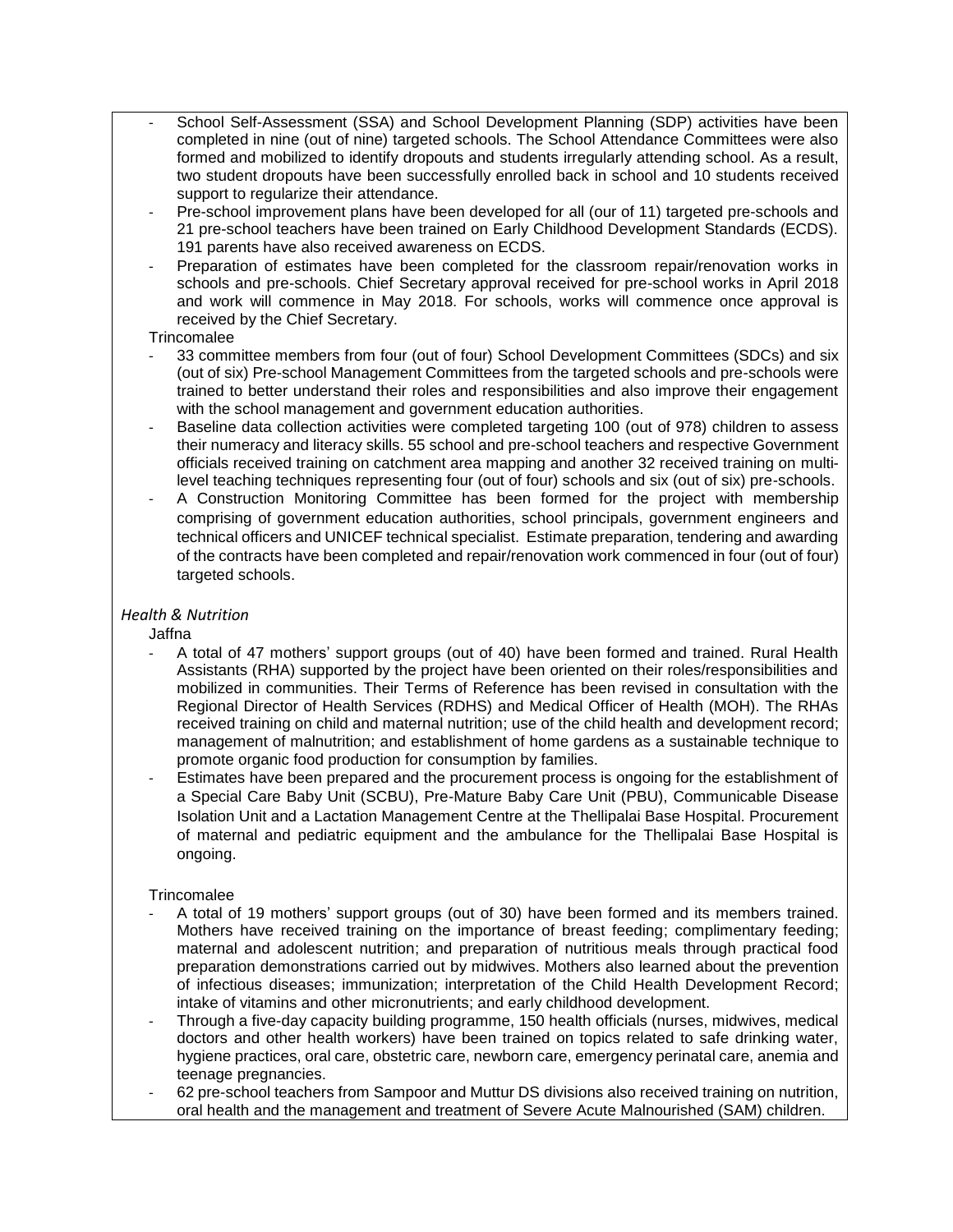- School Self-Assessment (SSA) and School Development Planning (SDP) activities have been completed in nine (out of nine) targeted schools. The School Attendance Committees were also formed and mobilized to identify dropouts and students irregularly attending school. As a result, two student dropouts have been successfully enrolled back in school and 10 students received support to regularize their attendance.
- Pre-school improvement plans have been developed for all (our of 11) targeted pre-schools and 21 pre-school teachers have been trained on Early Childhood Development Standards (ECDS). 191 parents have also received awareness on ECDS.
- Preparation of estimates have been completed for the classroom repair/renovation works in schools and pre-schools. Chief Secretary approval received for pre-school works in April 2018 and work will commence in May 2018. For schools, works will commence once approval is received by the Chief Secretary.

Trincomalee

- 33 committee members from four (out of four) School Development Committees (SDCs) and six (out of six) Pre-school Management Committees from the targeted schools and pre-schools were trained to better understand their roles and responsibilities and also improve their engagement with the school management and government education authorities.
- Baseline data collection activities were completed targeting 100 (out of 978) children to assess their numeracy and literacy skills. 55 school and pre-school teachers and respective Government officials received training on catchment area mapping and another 32 received training on multi-level teaching techniques representing four (out of four) schools and six (out of six) pre-schools.
- A Construction Monitoring Committee has been formed for the project with membership comprising of government education authorities, school principals, government engineers and technical officers and UNICEF technical specialist. Estimate preparation, tendering and awarding of the contracts have been completed and repair/renovation work commenced in four (out of four) targeted schools.

*Health & Nutrition*

Jaffna

- A total of 47 mothers' support groups (out of 40) have been formed and trained. Rural Health Assistants (RHA) supported by the project have been oriented on their roles/responsibilities and mobilized in communities. Their Terms of Reference has been revised in consultation with the Regional Director of Health Services (RDHS) and Medical Officer of Health (MOH). The RHAs received training on child and maternal nutrition; use of the child health and development record; management of malnutrition; and establishment of home gardens as a sustainable technique to promote organic food production for consumption by families.
- Estimates have been prepared and the procurement process is ongoing for the establishment of a Special Care Baby Unit (SCBU), Pre-Mature Baby Care Unit (PBU), Communicable Disease Isolation Unit and a Lactation Management Centre at the Thellipalai Base Hospital. Procurement of maternal and pediatric equipment and the ambulance for the Thellipalai Base Hospital is ongoing.

Trincomalee

- A total of 19 mothers' support groups (out of 30) have been formed and its members trained. Mothers have received training on the importance of breast feeding; complimentary feeding; maternal and adolescent nutrition; and preparation of nutritious meals through practical food preparation demonstrations carried out by midwives. Mothers also learned about the prevention of infectious diseases; immunization; interpretation of the Child Health Development Record; intake of vitamins and other micronutrients; and early childhood development.
- Through a five-day capacity building programme, 150 health officials (nurses, midwives, medical doctors and other health workers) have been trained on topics related to safe drinking water, hygiene practices, oral care, obstetric care, newborn care, emergency perinatal care, anemia and teenage pregnancies.
- 62 pre-school teachers from Sampoor and Muttur DS divisions also received training on nutrition, oral health and the management and treatment of Severe Acute Malnourished (SAM) children.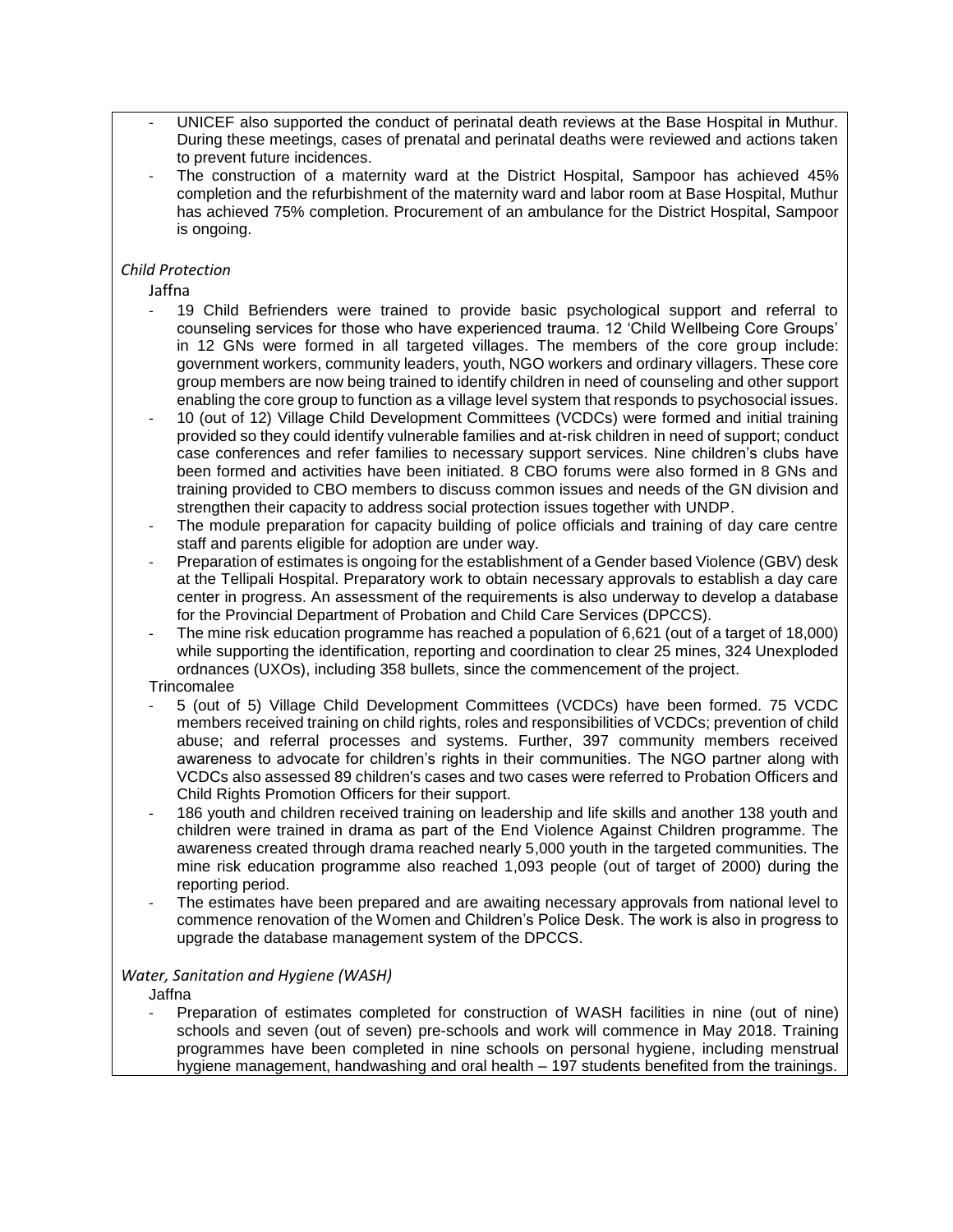- UNICEF also supported the conduct of perinatal death reviews at the Base Hospital in Muthur. During these meetings, cases of prenatal and perinatal deaths were reviewed and actions taken to prevent future incidences.
- The construction of a maternity ward at the District Hospital, Sampoor has achieved 45% completion and the refurbishment of the maternity ward and labor room at Base Hospital, Muthur has achieved 75% completion. Procurement of an ambulance for the District Hospital, Sampoor is ongoing.

*Child Protection*

Jaffna

- 19 Child Befrienders were trained to provide basic psychological support and referral to counseling services for those who have experienced trauma. 12 'Child Wellbeing Core Groups' in 12 GNs were formed in all targeted villages. The members of the core group include: government workers, community leaders, youth, NGO workers and ordinary villagers. These core group members are now being trained to identify children in need of counseling and other support enabling the core group to function as a village level system that responds to psychosocial issues.
- 10 (out of 12) Village Child Development Committees (VCDCs) were formed and initial training provided so they could identify vulnerable families and at-risk children in need of support; conduct case conferences and refer families to necessary support services. Nine children's clubs have been formed and activities have been initiated. 8 CBO forums were also formed in 8 GNs and training provided to CBO members to discuss common issues and needs of the GN division and strengthen their capacity to address social protection issues together with UNDP.
- The module preparation for capacity building of police officials and training of day care centre staff and parents eligible for adoption are under way.
- Preparation of estimates is ongoing for the establishment of a Gender based Violence (GBV) desk at the Tellipali Hospital. Preparatory work to obtain necessary approvals to establish a day care center in progress. An assessment of the requirements is also underway to develop a database for the Provincial Department of Probation and Child Care Services (DPCCS).
- The mine risk education programme has reached a population of 6,621 (out of a target of 18,000) while supporting the identification, reporting and coordination to clear 25 mines, 324 Unexploded ordnances (UXOs), including 358 bullets, since the commencement of the project.

Trincomalee

- 5 (out of 5) Village Child Development Committees (VCDCs) have been formed. 75 VCDC members received training on child rights, roles and responsibilities of VCDCs; prevention of child abuse; and referral processes and systems. Further, 397 community members received awareness to advocate for children's rights in their communities. The NGO partner along with VCDCs also assessed 89 children's cases and two cases were referred to Probation Officers and Child Rights Promotion Officers for their support.
- 186 youth and children received training on leadership and life skills and another 138 youth and children were trained in drama as part of the End Violence Against Children programme. The awareness created through drama reached nearly 5,000 youth in the targeted communities. The mine risk education programme also reached 1,093 people (out of target of 2000) during the reporting period.
- The estimates have been prepared and are awaiting necessary approvals from national level to commence renovation of the Women and Children's Police Desk. The work is also in progress to upgrade the database management system of the DPCCS.

*Water, Sanitation and Hygiene (WASH)*

Jaffna

- Preparation of estimates completed for construction of WASH facilities in nine (out of nine) schools and seven (out of seven) pre-schools and work will commence in May 2018. Training programmes have been completed in nine schools on personal hygiene, including menstrual hygiene management, handwashing and oral health – 197 students benefited from the trainings.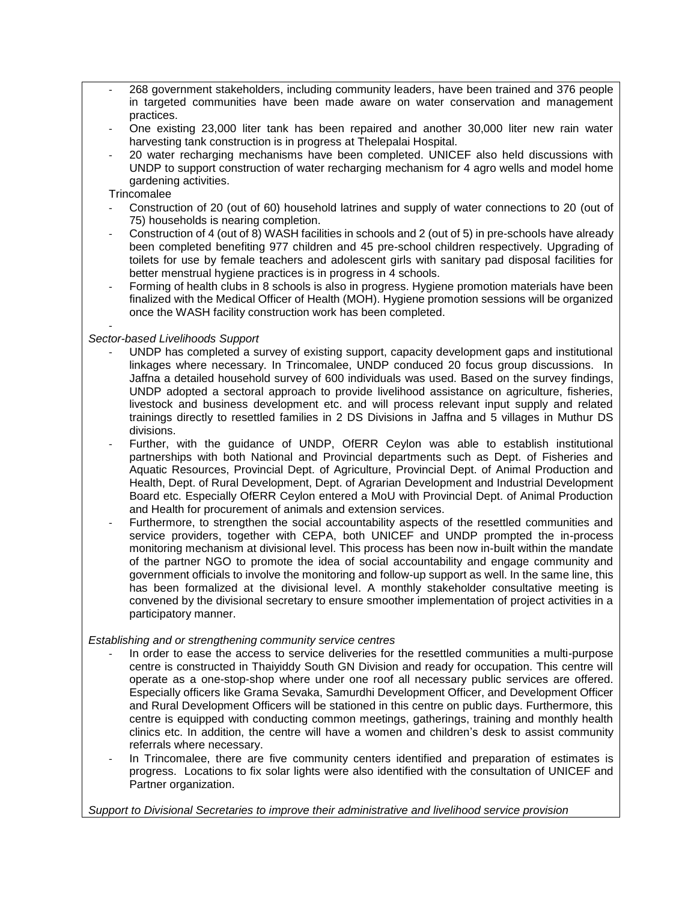- 268 government stakeholders, including community leaders, have been trained and 376 people in targeted communities have been made aware on water conservation and management practices.
- One existing 23,000 liter tank has been repaired and another 30,000 liter new rain water harvesting tank construction is in progress at Thelepalai Hospital.
- 20 water recharging mechanisms have been completed. UNICEF also held discussions with UNDP to support construction of water recharging mechanism for 4 agro wells and model home gardening activities.

Trincomalee

- Construction of 20 (out of 60) household latrines and supply of water connections to 20 (out of 75) households is nearing completion.
- Construction of 4 (out of 8) WASH facilities in schools and 2 (out of 5) in pre-schools have already been completed benefiting 977 children and 45 pre-school children respectively. Upgrading of toilets for use by female teachers and adolescent girls with sanitary pad disposal facilities for better menstrual hygiene practices is in progress in 4 schools.
- Forming of health clubs in 8 schools is also in progress. Hygiene promotion materials have been finalized with the Medical Officer of Health (MOH). Hygiene promotion sessions will be organized once the WASH facility construction work has been completed.
-

*Sector-based Livelihoods Support*

- UNDP has completed a survey of existing support, capacity development gaps and institutional linkages where necessary. In Trincomalee, UNDP conduced 20 focus group discussions. In Jaffna a detailed household survey of 600 individuals was used. Based on the survey findings, UNDP adopted a sectoral approach to provide livelihood assistance on agriculture, fisheries, livestock and business development etc. and will process relevant input supply and related trainings directly to resettled families in 2 DS Divisions in Jaffna and 5 villages in Muthur DS divisions.
- Further, with the guidance of UNDP, OfERR Ceylon was able to establish institutional partnerships with both National and Provincial departments such as Dept. of Fisheries and Aquatic Resources, Provincial Dept. of Agriculture, Provincial Dept. of Animal Production and Health, Dept. of Rural Development, Dept. of Agrarian Development and Industrial Development Board etc. Especially OfERR Ceylon entered a MoU with Provincial Dept. of Animal Production and Health for procurement of animals and extension services.
- Furthermore, to strengthen the social accountability aspects of the resettled communities and service providers, together with CEPA, both UNICEF and UNDP prompted the in-process monitoring mechanism at divisional level. This process has been now in-built within the mandate of the partner NGO to promote the idea of social accountability and engage community and government officials to involve the monitoring and follow-up support as well. In the same line, this has been formalized at the divisional level. A monthly stakeholder consultative meeting is convened by the divisional secretary to ensure smoother implementation of project activities in a participatory manner.

*Establishing and or strengthening community service centres*

- In order to ease the access to service deliveries for the resettled communities a multi-purpose centre is constructed in Thaiyiddy South GN Division and ready for occupation. This centre will operate as a one-stop-shop where under one roof all necessary public services are offered. Especially officers like Grama Sevaka, Samurdhi Development Officer, and Development Officer and Rural Development Officers will be stationed in this centre on public days. Furthermore, this centre is equipped with conducting common meetings, gatherings, training and monthly health clinics etc. In addition, the centre will have a women and children's desk to assist community referrals where necessary.
- In Trincomalee, there are five community centers identified and preparation of estimates is progress. Locations to fix solar lights were also identified with the consultation of UNICEF and Partner organization.

*Support to Divisional Secretaries to improve their administrative and livelihood service provision*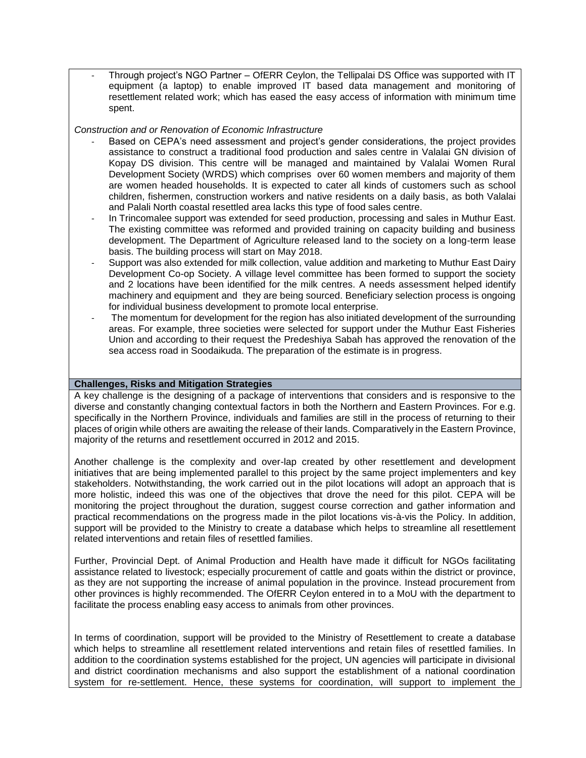- Through project's NGO Partner – OfERR Ceylon, the Tellipalai DS Office was supported with IT equipment (a laptop) to enable improved IT based data management and monitoring of resettlement related work; which has eased the easy access of information with minimum time spent.

*Construction and or Renovation of Economic Infrastructure*

- Based on CEPA's need assessment and project's gender considerations, the project provides assistance to construct a traditional food production and sales centre in Valalai GN division of Kopay DS division. This centre will be managed and maintained by Valalai Women Rural Development Society (WRDS) which comprises over 60 women members and majority of them are women headed households. It is expected to cater all kinds of customers such as school children, fishermen, construction workers and native residents on a daily basis, as both Valalai and Palali North coastal resettled area lacks this type of food sales centre.
- In Trincomalee support was extended for seed production, processing and sales in Muthur East. The existing committee was reformed and provided training on capacity building and business development. The Department of Agriculture released land to the society on a long-term lease basis. The building process will start on May 2018.
- Support was also extended for milk collection, value addition and marketing to Muthur East Dairy Development Co-op Society. A village level committee has been formed to support the society and 2 locations have been identified for the milk centres. A needs assessment helped identify machinery and equipment and they are being sourced. Beneficiary selection process is ongoing for individual business development to promote local enterprise.
- The momentum for development for the region has also initiated development of the surrounding areas. For example, three societies were selected for support under the Muthur East Fisheries Union and according to their request the Predeshiya Sabah has approved the renovation of the sea access road in Soodaikuda. The preparation of the estimate is in progress.

**Challenges, Risks and Mitigation Strategies**

A key challenge is the designing of a package of interventions that considers and is responsive to the diverse and constantly changing contextual factors in both the Northern and Eastern Provinces. For e.g. specifically in the Northern Province, individuals and families are still in the process of returning to their places of origin while others are awaiting the release of their lands. Comparatively in the Eastern Province, majority of the returns and resettlement occurred in 2012 and 2015.

Another challenge is the complexity and over-lap created by other resettlement and development initiatives that are being implemented parallel to this project by the same project implementers and key stakeholders. Notwithstanding, the work carried out in the pilot locations will adopt an approach that is more holistic, indeed this was one of the objectives that drove the need for this pilot. CEPA will be monitoring the project throughout the duration, suggest course correction and gather information and practical recommendations on the progress made in the pilot locations vis-à-vis the Policy. In addition, support will be provided to the Ministry to create a database which helps to streamline all resettlement related interventions and retain files of resettled families.

Further, Provincial Dept. of Animal Production and Health have made it difficult for NGOs facilitating assistance related to livestock; especially procurement of cattle and goats within the district or province, as they are not supporting the increase of animal population in the province. Instead procurement from other provinces is highly recommended. The OfERR Ceylon entered in to a MoU with the department to facilitate the process enabling easy access to animals from other provinces.

In terms of coordination, support will be provided to the Ministry of Resettlement to create a database which helps to streamline all resettlement related interventions and retain files of resettled families. In addition to the coordination systems established for the project, UN agencies will participate in divisional and district coordination mechanisms and also support the establishment of a national coordination system for re-settlement. Hence, these systems for coordination, will support to implement the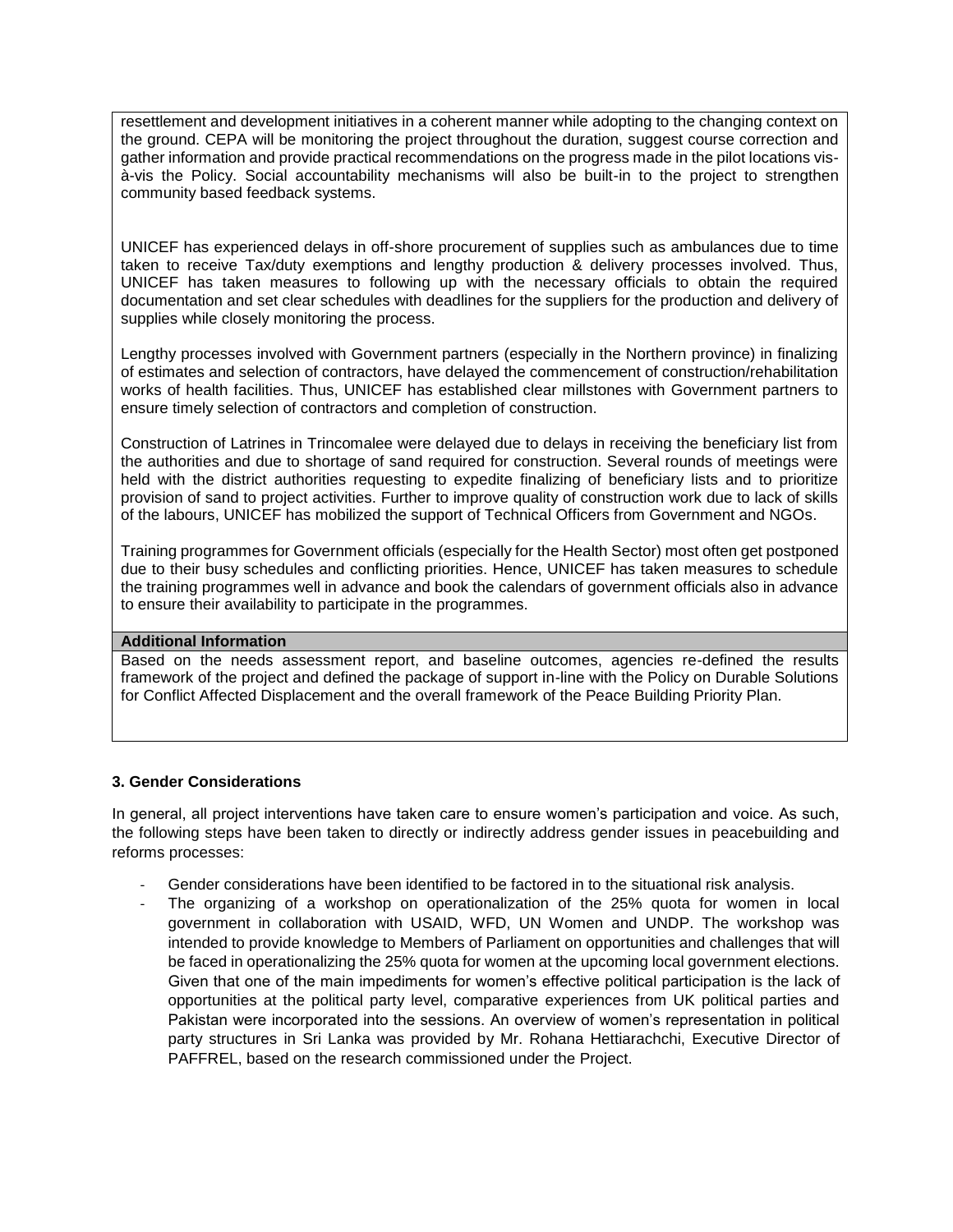resettlement and development initiatives in a coherent manner while adopting to the changing context on the ground. CEPA will be monitoring the project throughout the duration, suggest course correction and gather information and provide practical recommendations on the progress made in the pilot locations vis-à-vis the Policy. Social accountability mechanisms will also be built-in to the project to strengthen community based feedback systems.

UNICEF has experienced delays in off-shore procurement of supplies such as ambulances due to time taken to receive Tax/duty exemptions and lengthy production & delivery processes involved. Thus, UNICEF has taken measures to following up with the necessary officials to obtain the required documentation and set clear schedules with deadlines for the suppliers for the production and delivery of supplies while closely monitoring the process.

Lengthy processes involved with Government partners (especially in the Northern province) in finalizing of estimates and selection of contractors, have delayed the commencement of construction/rehabilitation works of health facilities. Thus, UNICEF has established clear millstones with Government partners to ensure timely selection of contractors and completion of construction.

Construction of Latrines in Trincomalee were delayed due to delays in receiving the beneficiary list from the authorities and due to shortage of sand required for construction. Several rounds of meetings were held with the district authorities requesting to expedite finalizing of beneficiary lists and to prioritize provision of sand to project activities. Further to improve quality of construction work due to lack of skills of the labours, UNICEF has mobilized the support of Technical Officers from Government and NGOs.

Training programmes for Government officials (especially for the Health Sector) most often get postponed due to their busy schedules and conflicting priorities. Hence, UNICEF has taken measures to schedule the training programmes well in advance and book the calendars of government officials also in advance to ensure their availability to participate in the programmes.

**Additional Information**

Based on the needs assessment report, and baseline outcomes, agencies re-defined the results framework of the project and defined the package of support in-line with the Policy on Durable Solutions for Conflict Affected Displacement and the overall framework of the Peace Building Priority Plan.

### 3. Gender Considerations

In general, all project interventions have taken care to ensure women's participation and voice. As such, the following steps have been taken to directly or indirectly address gender issues in peacebuilding and reforms processes:

- Gender considerations have been identified to be factored in to the situational risk analysis.
- The organizing of a workshop on operationalization of the 25% quota for women in local government in collaboration with USAID, WFD, UN Women and UNDP. The workshop was intended to provide knowledge to Members of Parliament on opportunities and challenges that will be faced in operationalizing the 25% quota for women at the upcoming local government elections. Given that one of the main impediments for women's effective political participation is the lack of opportunities at the political party level, comparative experiences from UK political parties and Pakistan were incorporated into the sessions. An overview of women's representation in political party structures in Sri Lanka was provided by Mr. Rohana Hettiarachchi, Executive Director of PAFFREL, based on the research commissioned under the Project.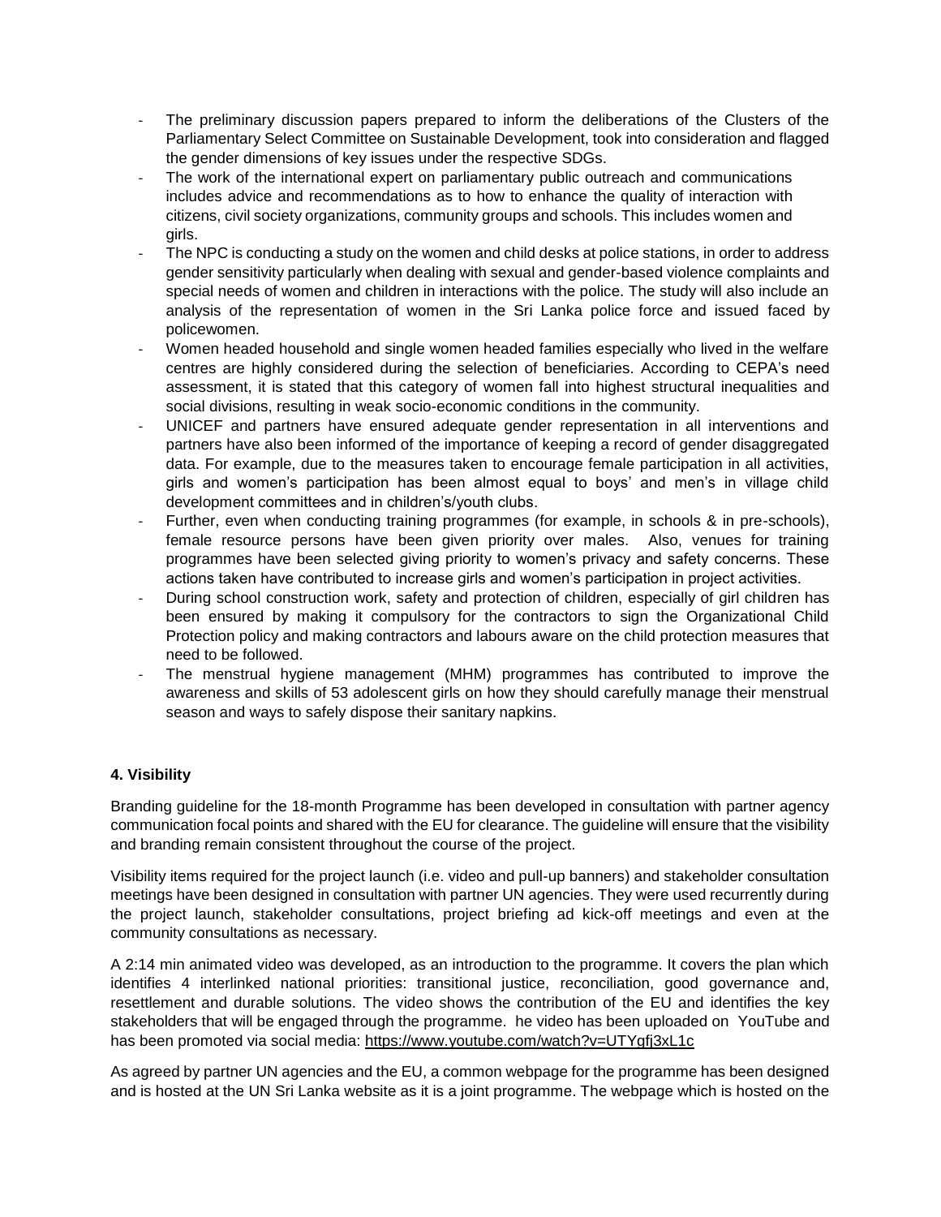- The preliminary discussion papers prepared to inform the deliberations of the Clusters of the Parliamentary Select Committee on Sustainable Development, took into consideration and flagged the gender dimensions of key issues under the respective SDGs.
- The work of the international expert on parliamentary public outreach and communications includes advice and recommendations as to how to enhance the quality of interaction with citizens, civil society organizations, community groups and schools. This includes women and girls.
- The NPC is conducting a study on the women and child desks at police stations, in order to address gender sensitivity particularly when dealing with sexual and gender-based violence complaints and special needs of women and children in interactions with the police. The study will also include an analysis of the representation of women in the Sri Lanka police force and issued faced by policewomen.
- Women headed household and single women headed families especially who lived in the welfare centres are highly considered during the selection of beneficiaries. According to CEPA's need assessment, it is stated that this category of women fall into highest structural inequalities and social divisions, resulting in weak socio-economic conditions in the community.
- UNICEF and partners have ensured adequate gender representation in all interventions and partners have also been informed of the importance of keeping a record of gender disaggregated data. For example, due to the measures taken to encourage female participation in all activities, girls and women's participation has been almost equal to boys' and men's in village child development committees and in children's/youth clubs.
- Further, even when conducting training programmes (for example, in schools & in pre-schools), female resource persons have been given priority over males. Also, venues for training programmes have been selected giving priority to women's privacy and safety concerns. These actions taken have contributed to increase girls and women's participation in project activities.
- During school construction work, safety and protection of children, especially of girl children has been ensured by making it compulsory for the contractors to sign the Organizational Child Protection policy and making contractors and labours aware on the child protection measures that need to be followed.
- The menstrual hygiene management (MHM) programmes has contributed to improve the awareness and skills of 53 adolescent girls on how they should carefully manage their menstrual season and ways to safely dispose their sanitary napkins.

**4. Visibility**

Branding guideline for the 18-month Programme has been developed in consultation with partner agency communication focal points and shared with the EU for clearance. The guideline will ensure that the visibility and branding remain consistent throughout the course of the project.

Visibility items required for the project launch (i.e. video and pull-up banners) and stakeholder consultation meetings have been designed in consultation with partner UN agencies. They were used recurrently during the project launch, stakeholder consultations, project briefing ad kick-off meetings and even at the community consultations as necessary.

A 2:14 min animated video was developed, as an introduction to the programme. It covers the plan which identifies 4 interlinked national priorities: transitional justice, reconciliation, good governance and, resettlement and durable solutions. The video shows the contribution of the EU and identifies the key stakeholders that will be engaged through the programme. he video has been uploaded on YouTube and has been promoted via social media: https://www.youtube.com/watch?v=UTYgfj3xL1c

As agreed by partner UN agencies and the EU, a common webpage for the programme has been designed and is hosted at the UN Sri Lanka website as it is a joint programme. The webpage which is hosted on the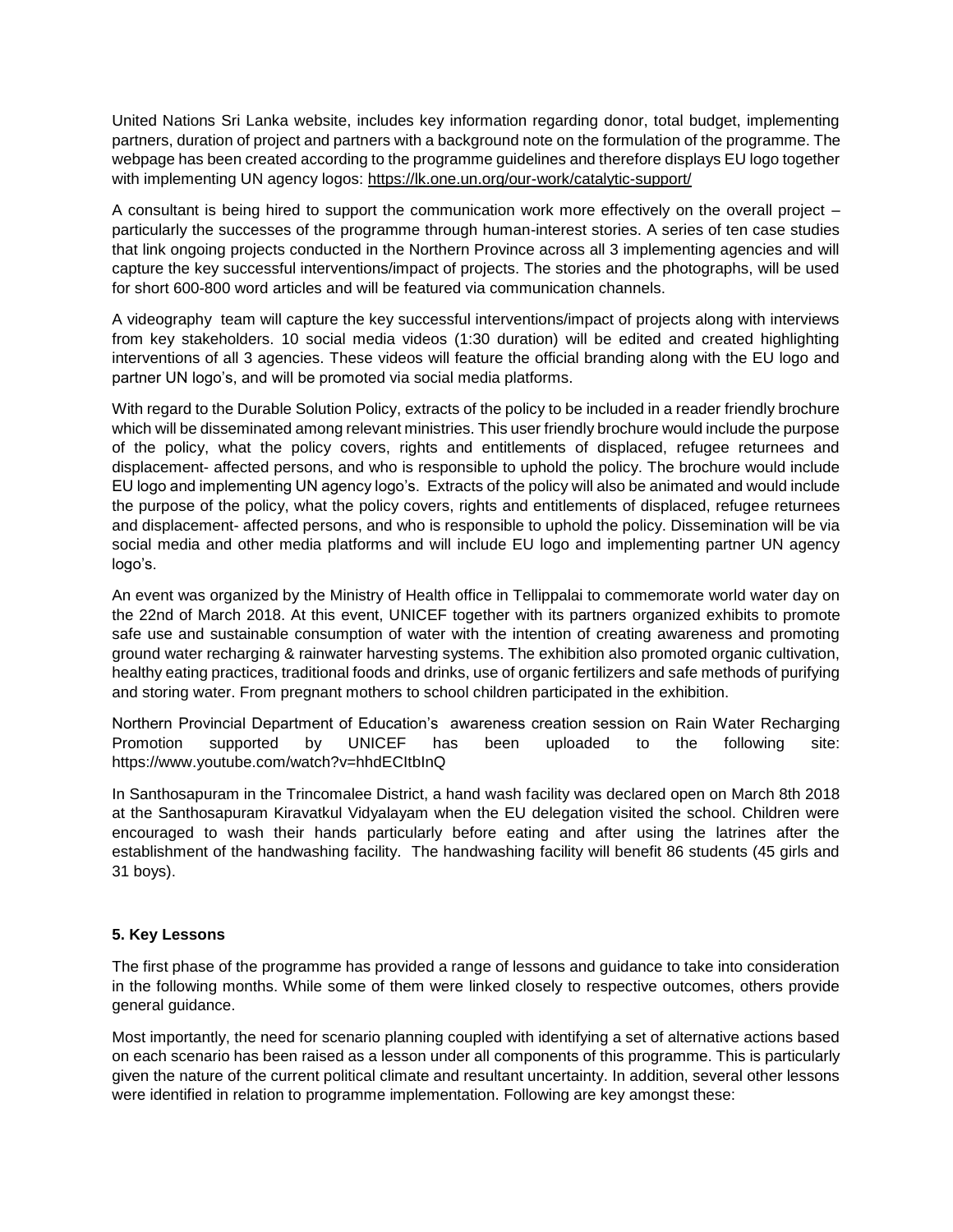United Nations Sri Lanka website, includes key information regarding donor, total budget, implementing partners, duration of project and partners with a background note on the formulation of the programme. The webpage has been created according to the programme guidelines and therefore displays EU logo together with implementing UN agency logos: https://lk.one.un.org/our-work/catalytic-support/

A consultant is being hired to support the communication work more effectively on the overall project – particularly the successes of the programme through human-interest stories. A series of ten case studies that link ongoing projects conducted in the Northern Province across all 3 implementing agencies and will capture the key successful interventions/impact of projects. The stories and the photographs, will be used for short 600-800 word articles and will be featured via communication channels.

A videography team will capture the key successful interventions/impact of projects along with interviews from key stakeholders. 10 social media videos (1:30 duration) will be edited and created highlighting interventions of all 3 agencies. These videos will feature the official branding along with the EU logo and partner UN logo's, and will be promoted via social media platforms.

With regard to the Durable Solution Policy, extracts of the policy to be included in a reader friendly brochure which will be disseminated among relevant ministries. This user friendly brochure would include the purpose of the policy, what the policy covers, rights and entitlements of displaced, refugee returnees and displacement- affected persons, and who is responsible to uphold the policy. The brochure would include EU logo and implementing UN agency logo's. Extracts of the policy will also be animated and would include the purpose of the policy, what the policy covers, rights and entitlements of displaced, refugee returnees and displacement- affected persons, and who is responsible to uphold the policy. Dissemination will be via social media and other media platforms and will include EU logo and implementing partner UN agency logo's.

An event was organized by the Ministry of Health office in Tellippalai to commemorate world water day on the 22nd of March 2018. At this event, UNICEF together with its partners organized exhibits to promote safe use and sustainable consumption of water with the intention of creating awareness and promoting ground water recharging & rainwater harvesting systems. The exhibition also promoted organic cultivation, healthy eating practices, traditional foods and drinks, use of organic fertilizers and safe methods of purifying and storing water. From pregnant mothers to school children participated in the exhibition.

Northern Provincial Department of Education's awareness creation session on Rain Water Recharging Promotion supported by UNICEF has been uploaded to the following site: https://www.youtube.com/watch?v=hhdECItbInQ

In Santhosapuram in the Trincomalee District, a hand wash facility was declared open on March 8th 2018 at the Santhosapuram Kiravatkul Vidyalayam when the EU delegation visited the school. Children were encouraged to wash their hands particularly before eating and after using the latrines after the establishment of the handwashing facility. The handwashing facility will benefit 86 students (45 girls and 31 boys).

**5. Key Lessons**

The first phase of the programme has provided a range of lessons and guidance to take into consideration in the following months. While some of them were linked closely to respective outcomes, others provide general guidance.

Most importantly, the need for scenario planning coupled with identifying a set of alternative actions based on each scenario has been raised as a lesson under all components of this programme. This is particularly given the nature of the current political climate and resultant uncertainty. In addition, several other lessons were identified in relation to programme implementation. Following are key amongst these: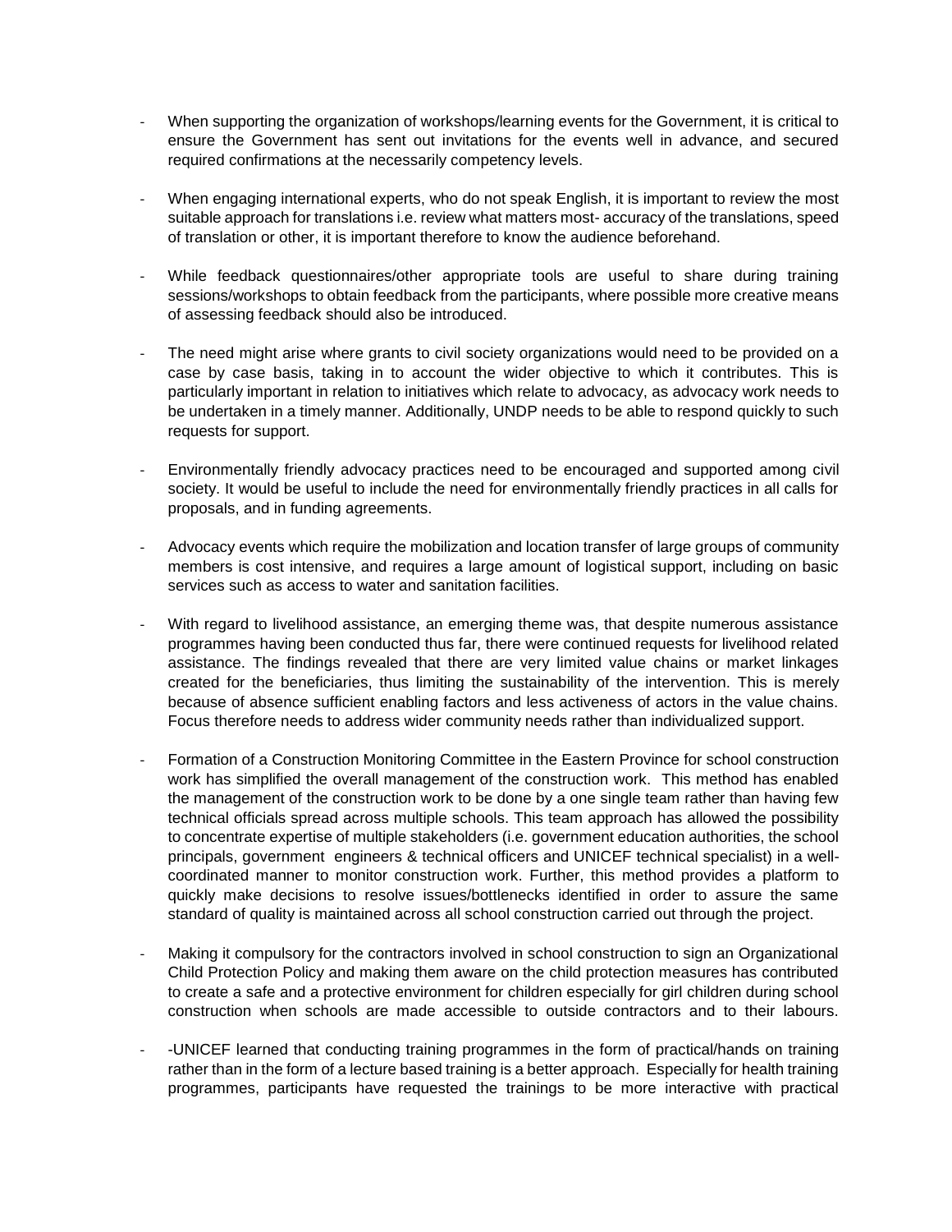- When supporting the organization of workshops/learning events for the Government, it is critical to ensure the Government has sent out invitations for the events well in advance, and secured required confirmations at the necessarily competency levels.

- When engaging international experts, who do not speak English, it is important to review the most suitable approach for translations i.e. review what matters most- accuracy of the translations, speed of translation or other, it is important therefore to know the audience beforehand.

- While feedback questionnaires/other appropriate tools are useful to share during training sessions/workshops to obtain feedback from the participants, where possible more creative means of assessing feedback should also be introduced.

- The need might arise where grants to civil society organizations would need to be provided on a case by case basis, taking in to account the wider objective to which it contributes. This is particularly important in relation to initiatives which relate to advocacy, as advocacy work needs to be undertaken in a timely manner. Additionally, UNDP needs to be able to respond quickly to such requests for support.

- Environmentally friendly advocacy practices need to be encouraged and supported among civil society. It would be useful to include the need for environmentally friendly practices in all calls for proposals, and in funding agreements.

- Advocacy events which require the mobilization and location transfer of large groups of community members is cost intensive, and requires a large amount of logistical support, including on basic services such as access to water and sanitation facilities.

- With regard to livelihood assistance, an emerging theme was, that despite numerous assistance programmes having been conducted thus far, there were continued requests for livelihood related assistance. The findings revealed that there are very limited value chains or market linkages created for the beneficiaries, thus limiting the sustainability of the intervention. This is merely because of absence sufficient enabling factors and less activeness of actors in the value chains. Focus therefore needs to address wider community needs rather than individualized support.

- Formation of a Construction Monitoring Committee in the Eastern Province for school construction work has simplified the overall management of the construction work. This method has enabled the management of the construction work to be done by a one single team rather than having few technical officials spread across multiple schools. This team approach has allowed the possibility to concentrate expertise of multiple stakeholders (i.e. government education authorities, the school principals, government engineers & technical officers and UNICEF technical specialist) in a well-coordinated manner to monitor construction work. Further, this method provides a platform to quickly make decisions to resolve issues/bottlenecks identified in order to assure the same standard of quality is maintained across all school construction carried out through the project.

- Making it compulsory for the contractors involved in school construction to sign an Organizational Child Protection Policy and making them aware on the child protection measures has contributed to create a safe and a protective environment for children especially for girl children during school construction when schools are made accessible to outside contractors and to their labours.

- -UNICEF learned that conducting training programmes in the form of practical/hands on training rather than in the form of a lecture based training is a better approach. Especially for health training programmes, participants have requested the trainings to be more interactive with practical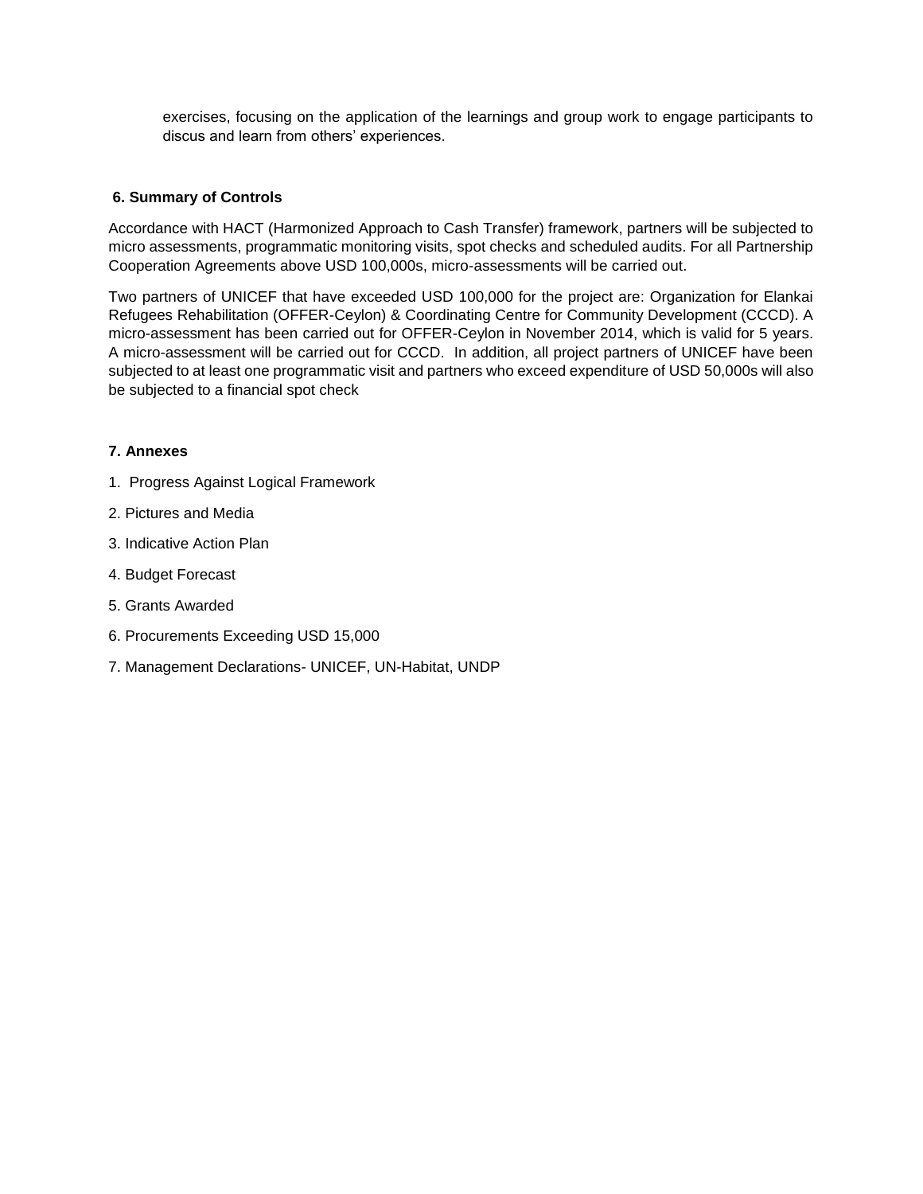exercises, focusing on the application of the learnings and group work to engage participants to discus and learn from others' experiences.

## 6. Summary of Controls

Accordance with HACT (Harmonized Approach to Cash Transfer) framework, partners will be subjected to micro assessments, programmatic monitoring visits, spot checks and scheduled audits. For all Partnership Cooperation Agreements above USD 100,000s, micro-assessments will be carried out.

Two partners of UNICEF that have exceeded USD 100,000 for the project are: Organization for Elankai Refugees Rehabilitation (OFFER-Ceylon) & Coordinating Centre for Community Development (CCCD). A micro-assessment has been carried out for OFFER-Ceylon in November 2014, which is valid for 5 years. A micro-assessment will be carried out for CCCD. In addition, all project partners of UNICEF have been subjected to at least one programmatic visit and partners who exceed expenditure of USD 50,000s will also be subjected to a financial spot check

## 7. Annexes

1. Progress Against Logical Framework
2. Pictures and Media
3. Indicative Action Plan
4. Budget Forecast
5. Grants Awarded
6. Procurements Exceeding USD 15,000
7. Management Declarations- UNICEF, UN-Habitat, UNDP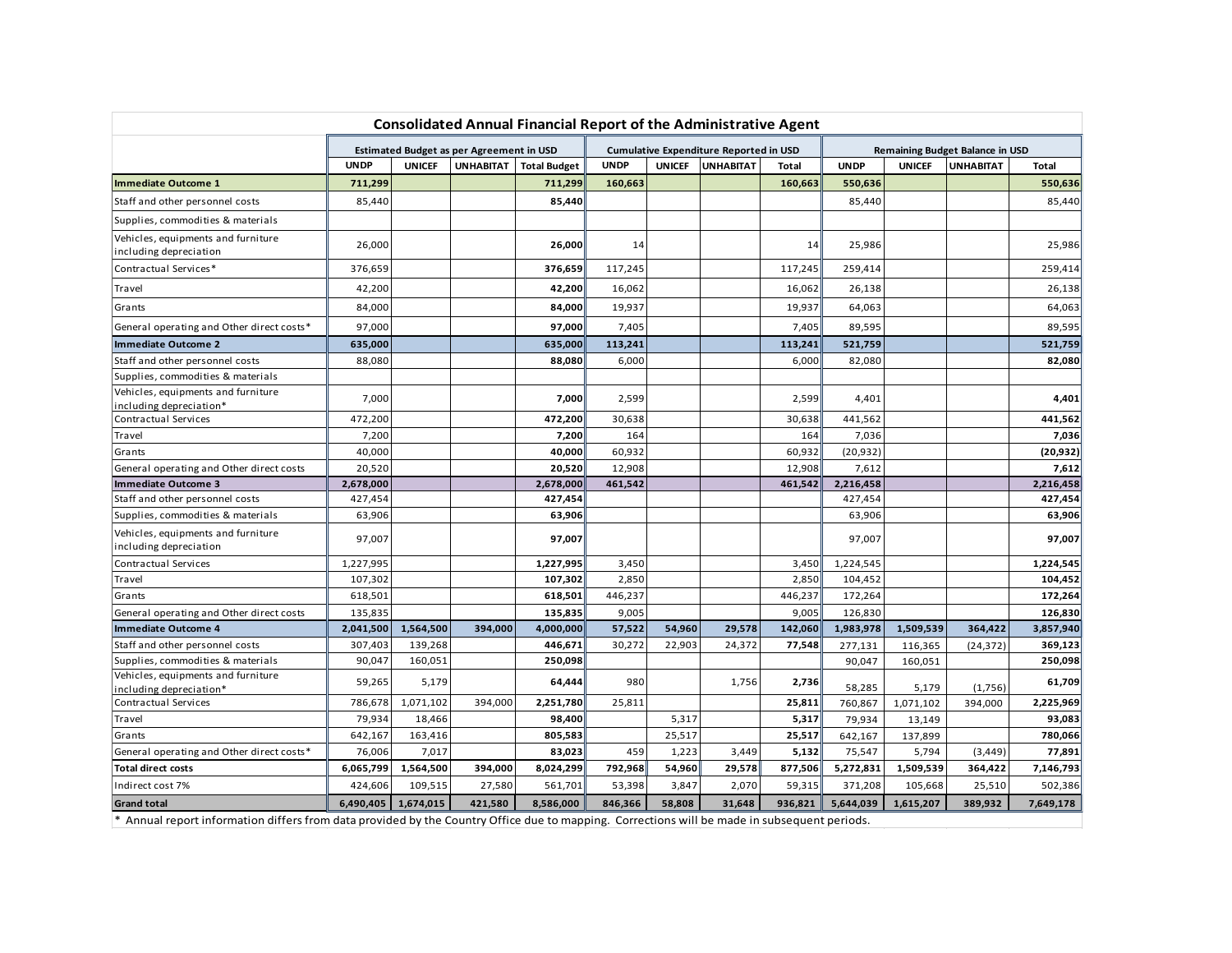**Consolidated Annual Financial Report of the Administrative Agent**

| | Estimated Budget as per Agreement in USD | | | | Cumulative Expenditure Reported in USD | | | | Remaining Budget Balance in USD | | | |
|---|---|---|---|---|---|---|---|---|---|---|---|---|
| | UNDP | UNICEF | UNHABITAT | Total Budget | UNDP | UNICEF | UNHABITAT | Total | UNDP | UNICEF | UNHABITAT | Total |
| **Immediate Outcome 1** | **711,299** | | | **711,299** | **160,663** | | | **160,663** | **550,636** | | | **550,636** |
| Staff and other personnel costs | 85,440 | | | **85,440** | | | | | 85,440 | | | 85,440 |
| Supplies, commodities & materials | | | | | | | | | | | | |
| Vehicles, equipments and furniture including depreciation | 26,000 | | | **26,000** | 14 | | | 14 | 25,986 | | | 25,986 |
| Contractual Services* | 376,659 | | | **376,659** | 117,245 | | | 117,245 | 259,414 | | | 259,414 |
| Travel | 42,200 | | | **42,200** | 16,062 | | | 16,062 | 26,138 | | | 26,138 |
| Grants | 84,000 | | | **84,000** | 19,937 | | | 19,937 | 64,063 | | | 64,063 |
| General operating and Other direct costs* | 97,000 | | | **97,000** | 7,405 | | | 7,405 | 89,595 | | | 89,595 |
| **Immediate Outcome 2** | **635,000** | | | **635,000** | **113,241** | | | **113,241** | **521,759** | | | **521,759** |
| Staff and other personnel costs | 88,080 | | | **88,080** | 6,000 | | | 6,000 | 82,080 | | | **82,080** |
| Supplies, commodities & materials | | | | | | | | | | | | |
| Vehicles, equipments and furniture including depreciation* | 7,000 | | | **7,000** | 2,599 | | | 2,599 | 4,401 | | | **4,401** |
| Contractual Services | 472,200 | | | **472,200** | 30,638 | | | 30,638 | 441,562 | | | **441,562** |
| Travel | 7,200 | | | **7,200** | 164 | | | 164 | 7,036 | | | **7,036** |
| Grants | 40,000 | | | **40,000** | 60,932 | | | 60,932 | (20,932) | | | **(20,932)** |
| General operating and Other direct costs | 20,520 | | | **20,520** | 12,908 | | | 12,908 | 7,612 | | | **7,612** |
| **Immediate Outcome 3** | **2,678,000** | | | **2,678,000** | **461,542** | | | **461,542** | **2,216,458** | | | **2,216,458** |
| Staff and other personnel costs | 427,454 | | | **427,454** | | | | | 427,454 | | | **427,454** |
| Supplies, commodities & materials | 63,906 | | | **63,906** | | | | | 63,906 | | | **63,906** |
| Vehicles, equipments and furniture including depreciation | 97,007 | | | **97,007** | | | | | 97,007 | | | **97,007** |
| Contractual Services | 1,227,995 | | | **1,227,995** | 3,450 | | | 3,450 | 1,224,545 | | | **1,224,545** |
| Travel | 107,302 | | | **107,302** | 2,850 | | | 2,850 | 104,452 | | | **104,452** |
| Grants | 618,501 | | | **618,501** | 446,237 | | | 446,237 | 172,264 | | | **172,264** |
| General operating and Other direct costs | 135,835 | | | **135,835** | 9,005 | | | 9,005 | 126,830 | | | **126,830** |
| **Immediate Outcome 4** | **2,041,500** | **1,564,500** | **394,000** | **4,000,000** | **57,522** | **54,960** | **29,578** | **142,060** | **1,983,978** | **1,509,539** | **364,422** | **3,857,940** |
| Staff and other personnel costs | 307,403 | 139,268 | | **446,671** | 30,272 | 22,903 | 24,372 | **77,548** | 277,131 | 116,365 | (24,372) | **369,123** |
| Supplies, commodities & materials | 90,047 | 160,051 | | **250,098** | | | | | 90,047 | 160,051 | | **250,098** |
| Vehicles, equipments and furniture including depreciation* | 59,265 | 5,179 | | **64,444** | 980 | | 1,756 | **2,736** | 58,285 | 5,179 | (1,756) | **61,709** |
| Contractual Services | 786,678 | 1,071,102 | 394,000 | **2,251,780** | 25,811 | | | **25,811** | 760,867 | 1,071,102 | 394,000 | **2,225,969** |
| Travel | 79,934 | 18,466 | | **98,400** | | 5,317 | | **5,317** | 79,934 | 13,149 | | **93,083** |
| Grants | 642,167 | 163,416 | | **805,583** | | 25,517 | | **25,517** | 642,167 | 137,899 | | **780,066** |
| General operating and Other direct costs* | 76,006 | 7,017 | | **83,023** | 459 | 1,223 | 3,449 | **5,132** | 75,547 | 5,794 | (3,449) | **77,891** |
| **Total direct costs** | **6,065,799** | **1,564,500** | **394,000** | **8,024,299** | **792,968** | **54,960** | **29,578** | **877,506** | **5,272,831** | **1,509,539** | **364,422** | **7,146,793** |
| Indirect cost 7% | 424,606 | 109,515 | 27,580 | 561,701 | 53,398 | 3,847 | 2,070 | 59,315 | 371,208 | 105,668 | 25,510 | 502,386 |
| **Grand total** | **6,490,405** | **1,674,015** | **421,580** | **8,586,000** | **846,366** | **58,808** | **31,648** | **936,821** | **5,644,039** | **1,615,207** | **389,932** | **7,649,178** |

* Annual report information differs from data provided by the Country Office due to mapping. Corrections will be made in subsequent periods.